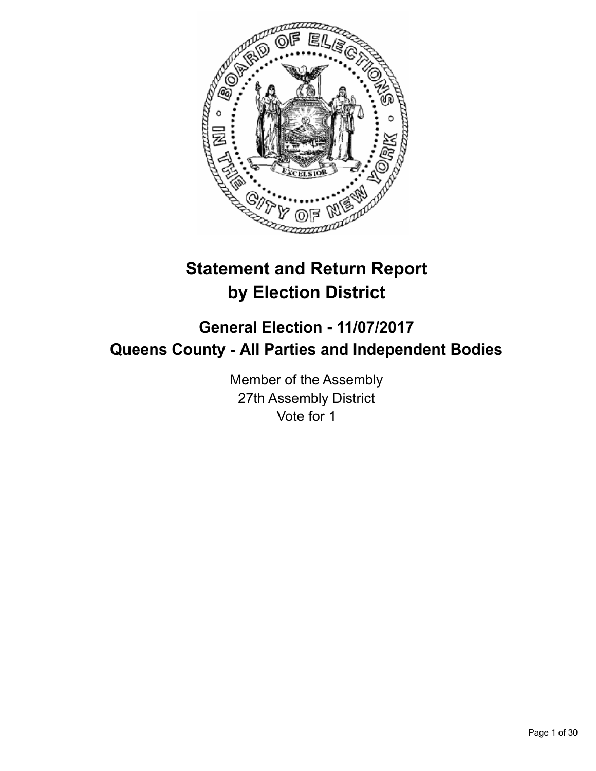# Statement and Return Report by Election District

## General Election - 11/07/2017
## Queens County - All Parties and Independent Bodies

Member of the Assembly
27th Assembly District
Vote for 1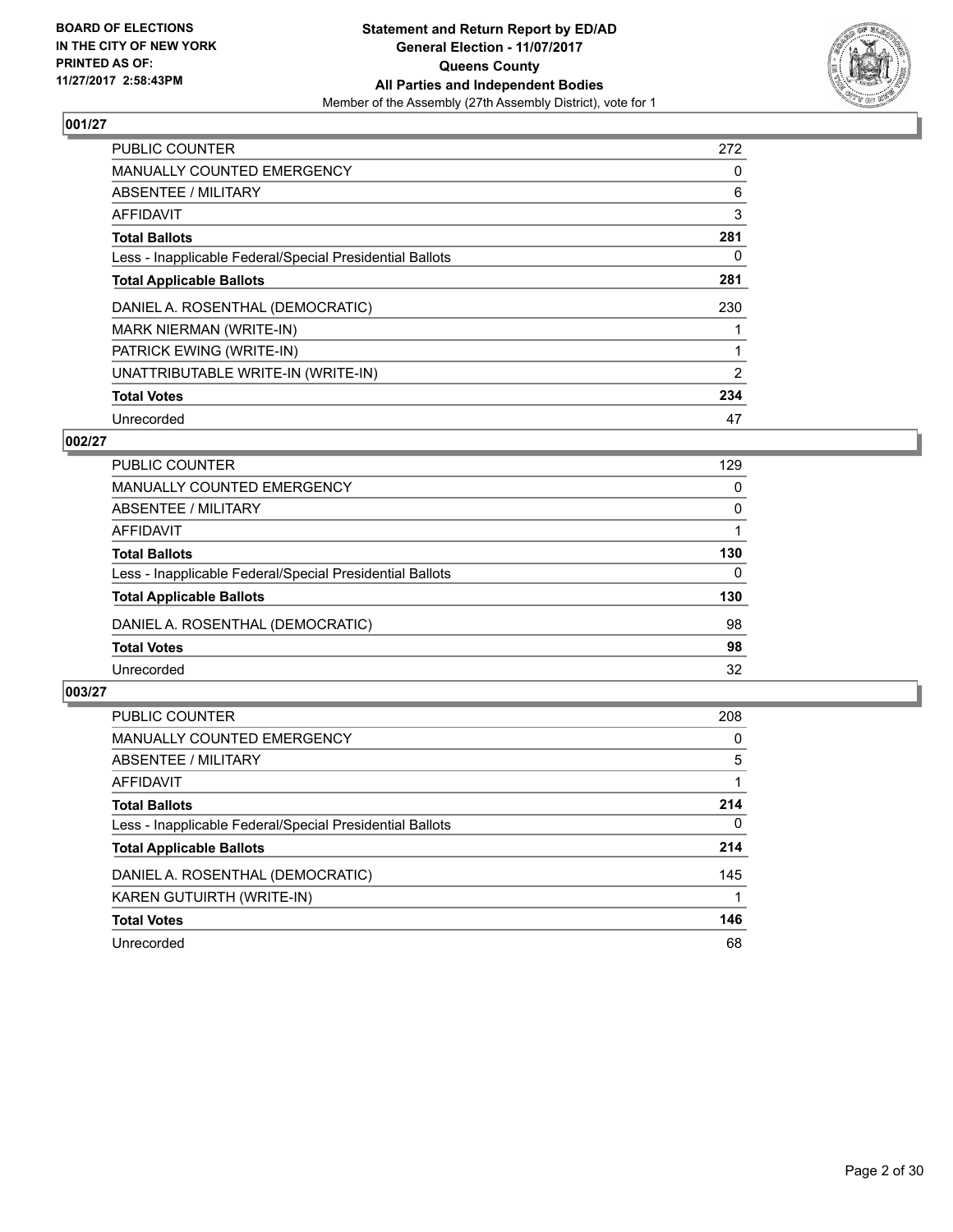BOARD OF ELECTIONS
IN THE CITY OF NEW YORK
PRINTED AS OF:
11/27/2017 2:58:43PM

**Statement and Return Report by ED/AD**
**General Election - 11/07/2017**
**Queens County**
**All Parties and Independent Bodies**
Member of the Assembly (27th Assembly District), vote for 1

## 001/27

| | |
|---|---|
| PUBLIC COUNTER | 272 |
| MANUALLY COUNTED EMERGENCY | 0 |
| ABSENTEE / MILITARY | 6 |
| AFFIDAVIT | 3 |
| **Total Ballots** | **281** |
| Less - Inapplicable Federal/Special Presidential Ballots | 0 |
| **Total Applicable Ballots** | **281** |
| DANIEL A. ROSENTHAL (DEMOCRATIC) | 230 |
| MARK NIERMAN (WRITE-IN) | 1 |
| PATRICK EWING (WRITE-IN) | 1 |
| UNATTRIBUTABLE WRITE-IN (WRITE-IN) | 2 |
| **Total Votes** | **234** |
| Unrecorded | 47 |

## 002/27

| | |
|---|---|
| PUBLIC COUNTER | 129 |
| MANUALLY COUNTED EMERGENCY | 0 |
| ABSENTEE / MILITARY | 0 |
| AFFIDAVIT | 1 |
| **Total Ballots** | **130** |
| Less - Inapplicable Federal/Special Presidential Ballots | 0 |
| **Total Applicable Ballots** | **130** |
| DANIEL A. ROSENTHAL (DEMOCRATIC) | 98 |
| **Total Votes** | **98** |
| Unrecorded | 32 |

## 003/27

| | |
|---|---|
| PUBLIC COUNTER | 208 |
| MANUALLY COUNTED EMERGENCY | 0 |
| ABSENTEE / MILITARY | 5 |
| AFFIDAVIT | 1 |
| **Total Ballots** | **214** |
| Less - Inapplicable Federal/Special Presidential Ballots | 0 |
| **Total Applicable Ballots** | **214** |
| DANIEL A. ROSENTHAL (DEMOCRATIC) | 145 |
| KAREN GUTUIRTH (WRITE-IN) | 1 |
| **Total Votes** | **146** |
| Unrecorded | 68 |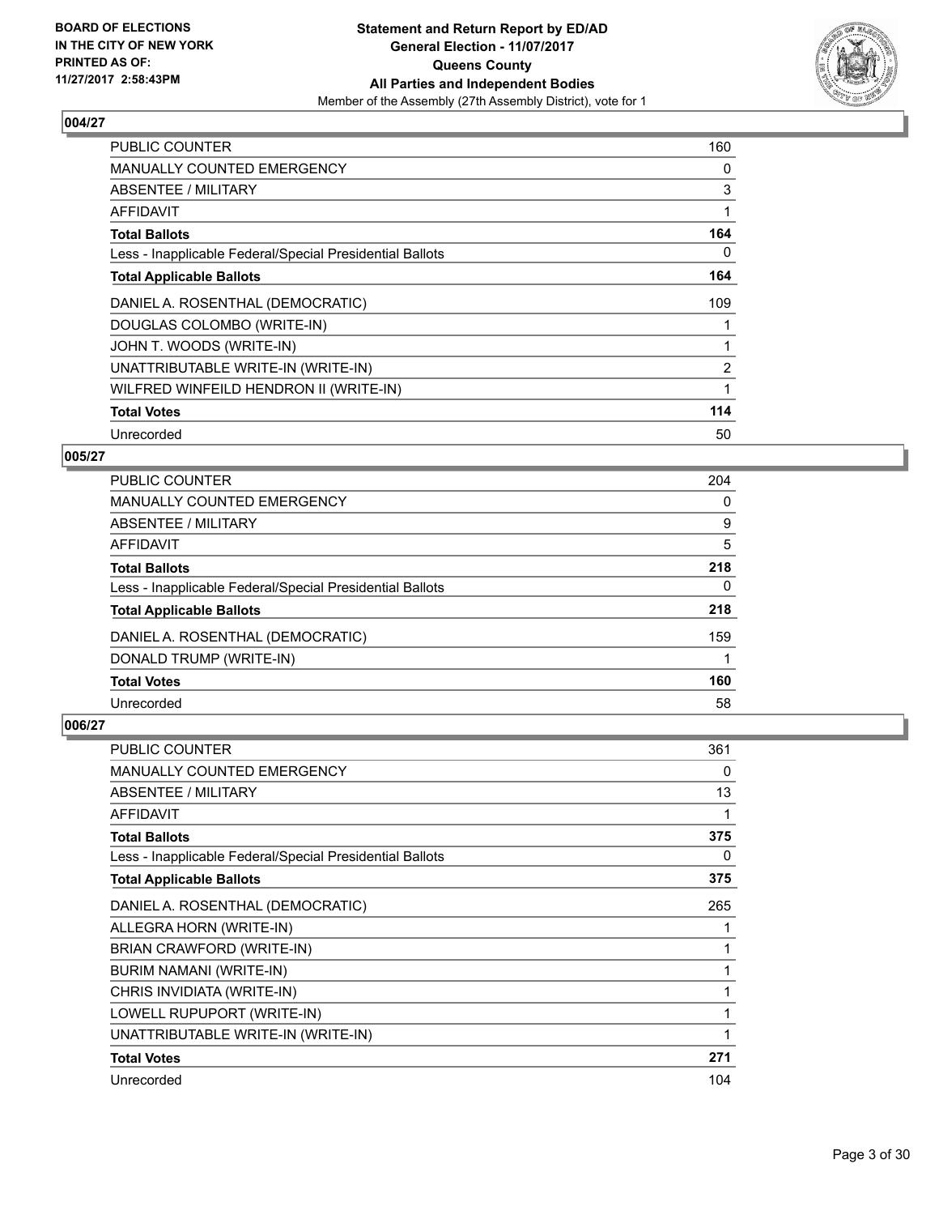BOARD OF ELECTIONS
IN THE CITY OF NEW YORK
PRINTED AS OF:
11/27/2017 2:58:43PM

**Statement and Return Report by ED/AD**
**General Election - 11/07/2017**
**Queens County**
**All Parties and Independent Bodies**
Member of the Assembly (27th Assembly District), vote for 1

## 004/27

| | |
|---|---|
| PUBLIC COUNTER | 160 |
| MANUALLY COUNTED EMERGENCY | 0 |
| ABSENTEE / MILITARY | 3 |
| AFFIDAVIT | 1 |
| **Total Ballots** | **164** |
| Less - Inapplicable Federal/Special Presidential Ballots | 0 |
| **Total Applicable Ballots** | **164** |
| DANIEL A. ROSENTHAL (DEMOCRATIC) | 109 |
| DOUGLAS COLOMBO (WRITE-IN) | 1 |
| JOHN T. WOODS (WRITE-IN) | 1 |
| UNATTRIBUTABLE WRITE-IN (WRITE-IN) | 2 |
| WILFRED WINFEILD HENDRON II (WRITE-IN) | 1 |
| **Total Votes** | **114** |
| Unrecorded | 50 |

## 005/27

| | |
|---|---|
| PUBLIC COUNTER | 204 |
| MANUALLY COUNTED EMERGENCY | 0 |
| ABSENTEE / MILITARY | 9 |
| AFFIDAVIT | 5 |
| **Total Ballots** | **218** |
| Less - Inapplicable Federal/Special Presidential Ballots | 0 |
| **Total Applicable Ballots** | **218** |
| DANIEL A. ROSENTHAL (DEMOCRATIC) | 159 |
| DONALD TRUMP (WRITE-IN) | 1 |
| **Total Votes** | **160** |
| Unrecorded | 58 |

## 006/27

| | |
|---|---|
| PUBLIC COUNTER | 361 |
| MANUALLY COUNTED EMERGENCY | 0 |
| ABSENTEE / MILITARY | 13 |
| AFFIDAVIT | 1 |
| **Total Ballots** | **375** |
| Less - Inapplicable Federal/Special Presidential Ballots | 0 |
| **Total Applicable Ballots** | **375** |
| DANIEL A. ROSENTHAL (DEMOCRATIC) | 265 |
| ALLEGRA HORN (WRITE-IN) | 1 |
| BRIAN CRAWFORD (WRITE-IN) | 1 |
| BURIM NAMANI (WRITE-IN) | 1 |
| CHRIS INVIDIATA (WRITE-IN) | 1 |
| LOWELL RUPUPORT (WRITE-IN) | 1 |
| UNATTRIBUTABLE WRITE-IN (WRITE-IN) | 1 |
| **Total Votes** | **271** |
| Unrecorded | 104 |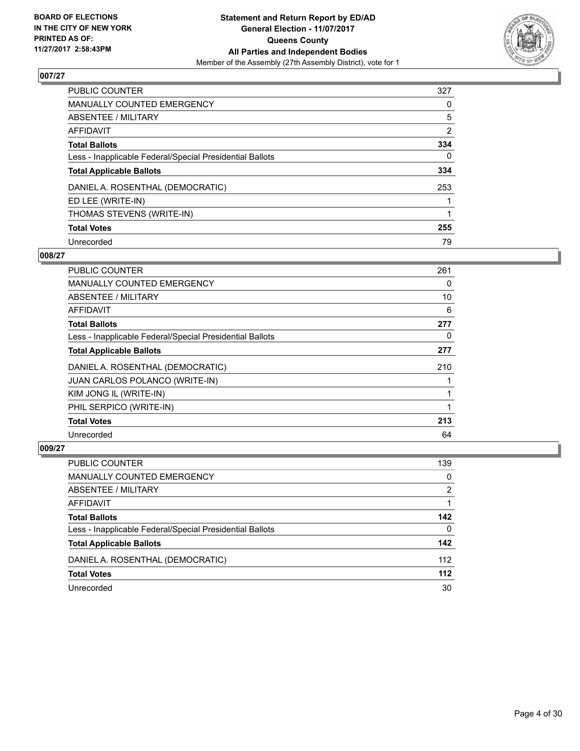## 007/27

| | |
|---|---|
| PUBLIC COUNTER | 327 |
| MANUALLY COUNTED EMERGENCY | 0 |
| ABSENTEE / MILITARY | 5 |
| AFFIDAVIT | 2 |
| **Total Ballots** | **334** |
| Less - Inapplicable Federal/Special Presidential Ballots | 0 |
| **Total Applicable Ballots** | **334** |
| DANIEL A. ROSENTHAL (DEMOCRATIC) | 253 |
| ED LEE (WRITE-IN) | 1 |
| THOMAS STEVENS (WRITE-IN) | 1 |
| **Total Votes** | **255** |
| Unrecorded | 79 |

## 008/27

| | |
|---|---|
| PUBLIC COUNTER | 261 |
| MANUALLY COUNTED EMERGENCY | 0 |
| ABSENTEE / MILITARY | 10 |
| AFFIDAVIT | 6 |
| **Total Ballots** | **277** |
| Less - Inapplicable Federal/Special Presidential Ballots | 0 |
| **Total Applicable Ballots** | **277** |
| DANIEL A. ROSENTHAL (DEMOCRATIC) | 210 |
| JUAN CARLOS POLANCO (WRITE-IN) | 1 |
| KIM JONG IL (WRITE-IN) | 1 |
| PHIL SERPICO (WRITE-IN) | 1 |
| **Total Votes** | **213** |
| Unrecorded | 64 |

## 009/27

| | |
|---|---|
| PUBLIC COUNTER | 139 |
| MANUALLY COUNTED EMERGENCY | 0 |
| ABSENTEE / MILITARY | 2 |
| AFFIDAVIT | 1 |
| **Total Ballots** | **142** |
| Less - Inapplicable Federal/Special Presidential Ballots | 0 |
| **Total Applicable Ballots** | **142** |
| DANIEL A. ROSENTHAL (DEMOCRATIC) | 112 |
| **Total Votes** | **112** |
| Unrecorded | 30 |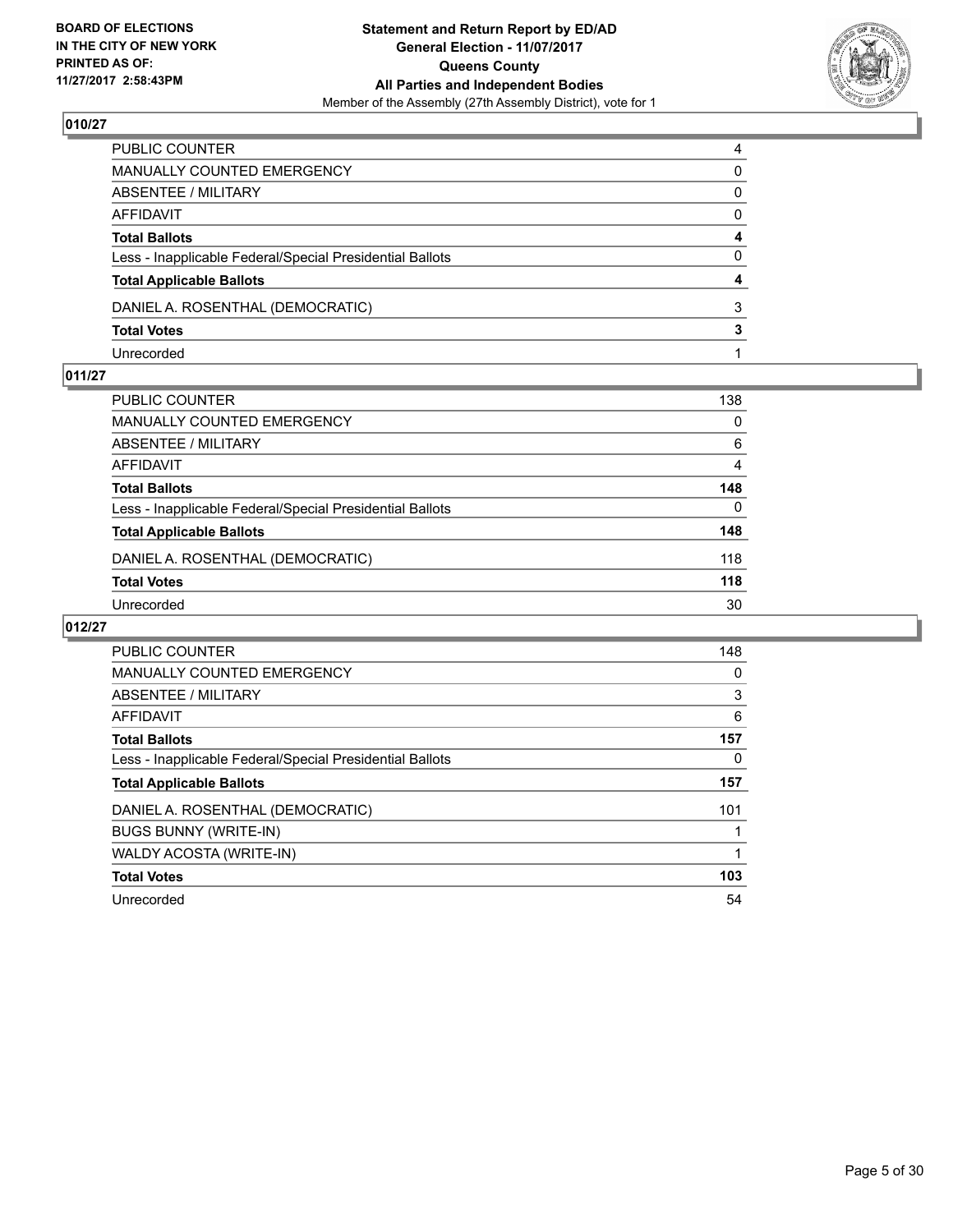BOARD OF ELECTIONS
IN THE CITY OF NEW YORK
PRINTED AS OF:
11/27/2017 2:58:43PM

**Statement and Return Report by ED/AD**
**General Election - 11/07/2017**
**Queens County**
**All Parties and Independent Bodies**
Member of the Assembly (27th Assembly District), vote for 1

## 010/27

| | |
|---|---|
| PUBLIC COUNTER | 4 |
| MANUALLY COUNTED EMERGENCY | 0 |
| ABSENTEE / MILITARY | 0 |
| AFFIDAVIT | 0 |
| **Total Ballots** | **4** |
| Less - Inapplicable Federal/Special Presidential Ballots | 0 |
| **Total Applicable Ballots** | **4** |
| DANIEL A. ROSENTHAL (DEMOCRATIC) | 3 |
| **Total Votes** | **3** |
| Unrecorded | 1 |

## 011/27

| | |
|---|---|
| PUBLIC COUNTER | 138 |
| MANUALLY COUNTED EMERGENCY | 0 |
| ABSENTEE / MILITARY | 6 |
| AFFIDAVIT | 4 |
| **Total Ballots** | **148** |
| Less - Inapplicable Federal/Special Presidential Ballots | 0 |
| **Total Applicable Ballots** | **148** |
| DANIEL A. ROSENTHAL (DEMOCRATIC) | 118 |
| **Total Votes** | **118** |
| Unrecorded | 30 |

## 012/27

| | |
|---|---|
| PUBLIC COUNTER | 148 |
| MANUALLY COUNTED EMERGENCY | 0 |
| ABSENTEE / MILITARY | 3 |
| AFFIDAVIT | 6 |
| **Total Ballots** | **157** |
| Less - Inapplicable Federal/Special Presidential Ballots | 0 |
| **Total Applicable Ballots** | **157** |
| DANIEL A. ROSENTHAL (DEMOCRATIC) | 101 |
| BUGS BUNNY (WRITE-IN) | 1 |
| WALDY ACOSTA (WRITE-IN) | 1 |
| **Total Votes** | **103** |
| Unrecorded | 54 |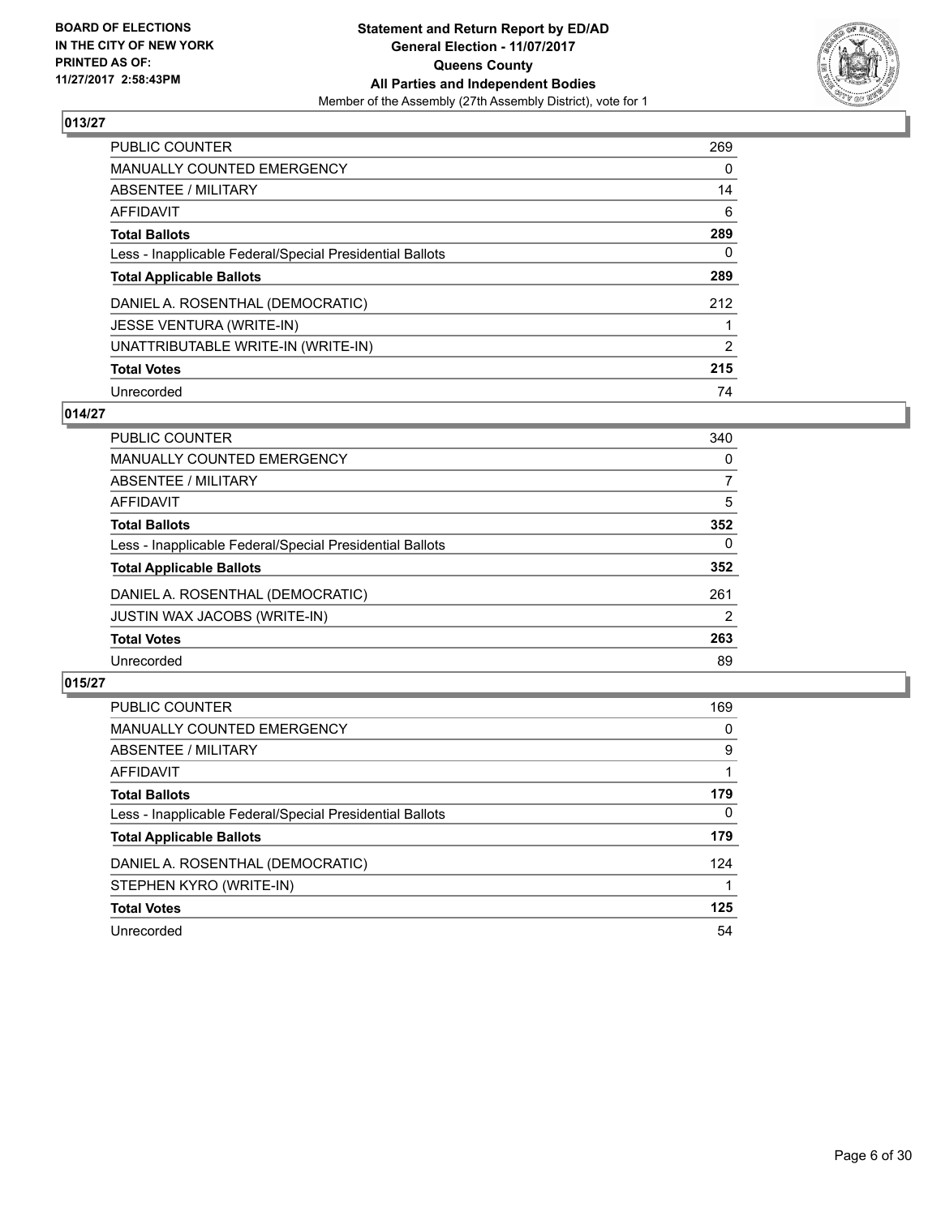BOARD OF ELECTIONS
IN THE CITY OF NEW YORK
PRINTED AS OF:
11/27/2017 2:58:43PM

**Statement and Return Report by ED/AD**
**General Election - 11/07/2017**
**Queens County**
**All Parties and Independent Bodies**
Member of the Assembly (27th Assembly District), vote for 1

## 013/27

| | |
|---|---|
| PUBLIC COUNTER | 269 |
| MANUALLY COUNTED EMERGENCY | 0 |
| ABSENTEE / MILITARY | 14 |
| AFFIDAVIT | 6 |
| **Total Ballots** | **289** |
| Less - Inapplicable Federal/Special Presidential Ballots | 0 |
| **Total Applicable Ballots** | **289** |
| DANIEL A. ROSENTHAL (DEMOCRATIC) | 212 |
| JESSE VENTURA (WRITE-IN) | 1 |
| UNATTRIBUTABLE WRITE-IN (WRITE-IN) | 2 |
| **Total Votes** | **215** |
| Unrecorded | 74 |

## 014/27

| | |
|---|---|
| PUBLIC COUNTER | 340 |
| MANUALLY COUNTED EMERGENCY | 0 |
| ABSENTEE / MILITARY | 7 |
| AFFIDAVIT | 5 |
| **Total Ballots** | **352** |
| Less - Inapplicable Federal/Special Presidential Ballots | 0 |
| **Total Applicable Ballots** | **352** |
| DANIEL A. ROSENTHAL (DEMOCRATIC) | 261 |
| JUSTIN WAX JACOBS (WRITE-IN) | 2 |
| **Total Votes** | **263** |
| Unrecorded | 89 |

## 015/27

| | |
|---|---|
| PUBLIC COUNTER | 169 |
| MANUALLY COUNTED EMERGENCY | 0 |
| ABSENTEE / MILITARY | 9 |
| AFFIDAVIT | 1 |
| **Total Ballots** | **179** |
| Less - Inapplicable Federal/Special Presidential Ballots | 0 |
| **Total Applicable Ballots** | **179** |
| DANIEL A. ROSENTHAL (DEMOCRATIC) | 124 |
| STEPHEN KYRO (WRITE-IN) | 1 |
| **Total Votes** | **125** |
| Unrecorded | 54 |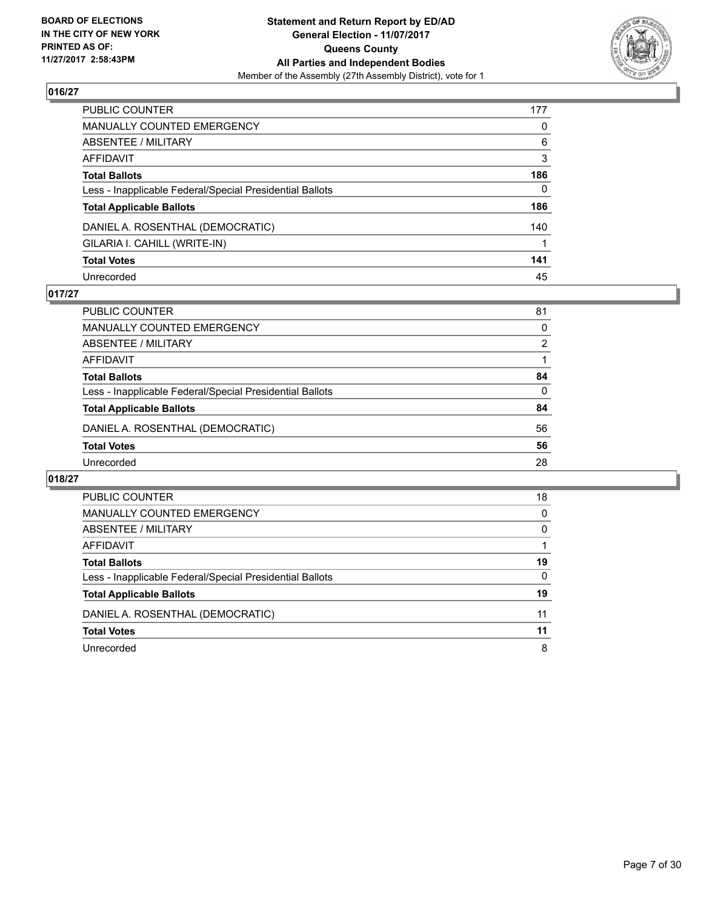**BOARD OF ELECTIONS IN THE CITY OF NEW YORK PRINTED AS OF: 11/27/2017 2:58:43PM**

**Statement and Return Report by ED/AD**
**General Election - 11/07/2017**
**Queens County**
**All Parties and Independent Bodies**
Member of the Assembly (27th Assembly District), vote for 1

## 016/27

| | |
|---|---|
| PUBLIC COUNTER | 177 |
| MANUALLY COUNTED EMERGENCY | 0 |
| ABSENTEE / MILITARY | 6 |
| AFFIDAVIT | 3 |
| **Total Ballots** | **186** |
| Less - Inapplicable Federal/Special Presidential Ballots | 0 |
| **Total Applicable Ballots** | **186** |
| DANIEL A. ROSENTHAL (DEMOCRATIC) | 140 |
| GILARIA I. CAHILL (WRITE-IN) | 1 |
| **Total Votes** | **141** |
| Unrecorded | 45 |

## 017/27

| | |
|---|---|
| PUBLIC COUNTER | 81 |
| MANUALLY COUNTED EMERGENCY | 0 |
| ABSENTEE / MILITARY | 2 |
| AFFIDAVIT | 1 |
| **Total Ballots** | **84** |
| Less - Inapplicable Federal/Special Presidential Ballots | 0 |
| **Total Applicable Ballots** | **84** |
| DANIEL A. ROSENTHAL (DEMOCRATIC) | 56 |
| **Total Votes** | **56** |
| Unrecorded | 28 |

## 018/27

| | |
|---|---|
| PUBLIC COUNTER | 18 |
| MANUALLY COUNTED EMERGENCY | 0 |
| ABSENTEE / MILITARY | 0 |
| AFFIDAVIT | 1 |
| **Total Ballots** | **19** |
| Less - Inapplicable Federal/Special Presidential Ballots | 0 |
| **Total Applicable Ballots** | **19** |
| DANIEL A. ROSENTHAL (DEMOCRATIC) | 11 |
| **Total Votes** | **11** |
| Unrecorded | 8 |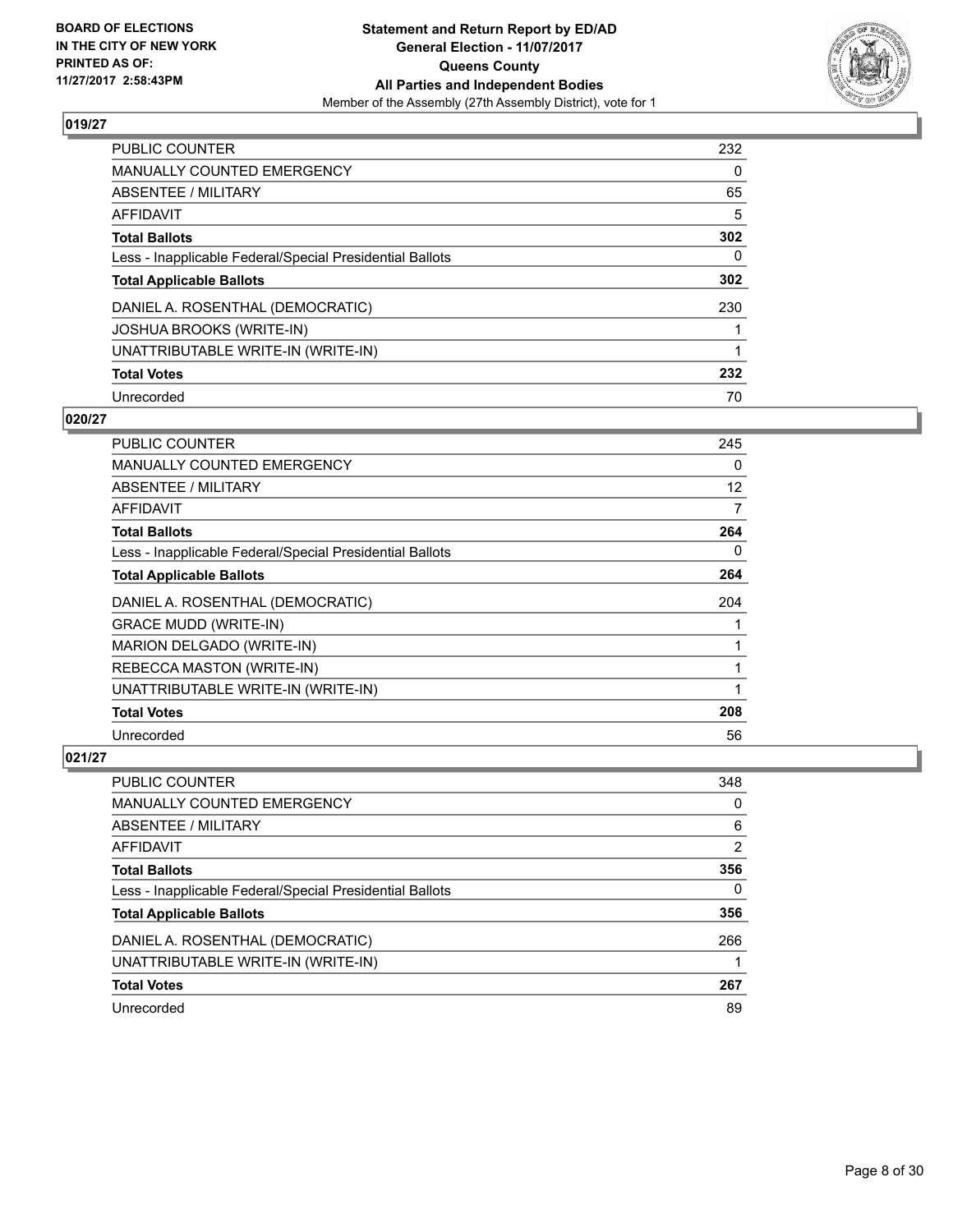**BOARD OF ELECTIONS IN THE CITY OF NEW YORK PRINTED AS OF: 11/27/2017 2:58:43PM**

**Statement and Return Report by ED/AD**
**General Election - 11/07/2017**
**Queens County**
**All Parties and Independent Bodies**
Member of the Assembly (27th Assembly District), vote for 1

### 019/27

| | |
|---|---|
| PUBLIC COUNTER | 232 |
| MANUALLY COUNTED EMERGENCY | 0 |
| ABSENTEE / MILITARY | 65 |
| AFFIDAVIT | 5 |
| **Total Ballots** | **302** |
| Less - Inapplicable Federal/Special Presidential Ballots | 0 |
| **Total Applicable Ballots** | **302** |
| DANIEL A. ROSENTHAL (DEMOCRATIC) | 230 |
| JOSHUA BROOKS (WRITE-IN) | 1 |
| UNATTRIBUTABLE WRITE-IN (WRITE-IN) | 1 |
| **Total Votes** | **232** |
| Unrecorded | 70 |

### 020/27

| | |
|---|---|
| PUBLIC COUNTER | 245 |
| MANUALLY COUNTED EMERGENCY | 0 |
| ABSENTEE / MILITARY | 12 |
| AFFIDAVIT | 7 |
| **Total Ballots** | **264** |
| Less - Inapplicable Federal/Special Presidential Ballots | 0 |
| **Total Applicable Ballots** | **264** |
| DANIEL A. ROSENTHAL (DEMOCRATIC) | 204 |
| GRACE MUDD (WRITE-IN) | 1 |
| MARION DELGADO (WRITE-IN) | 1 |
| REBECCA MASTON (WRITE-IN) | 1 |
| UNATTRIBUTABLE WRITE-IN (WRITE-IN) | 1 |
| **Total Votes** | **208** |
| Unrecorded | 56 |

### 021/27

| | |
|---|---|
| PUBLIC COUNTER | 348 |
| MANUALLY COUNTED EMERGENCY | 0 |
| ABSENTEE / MILITARY | 6 |
| AFFIDAVIT | 2 |
| **Total Ballots** | **356** |
| Less - Inapplicable Federal/Special Presidential Ballots | 0 |
| **Total Applicable Ballots** | **356** |
| DANIEL A. ROSENTHAL (DEMOCRATIC) | 266 |
| UNATTRIBUTABLE WRITE-IN (WRITE-IN) | 1 |
| **Total Votes** | **267** |
| Unrecorded | 89 |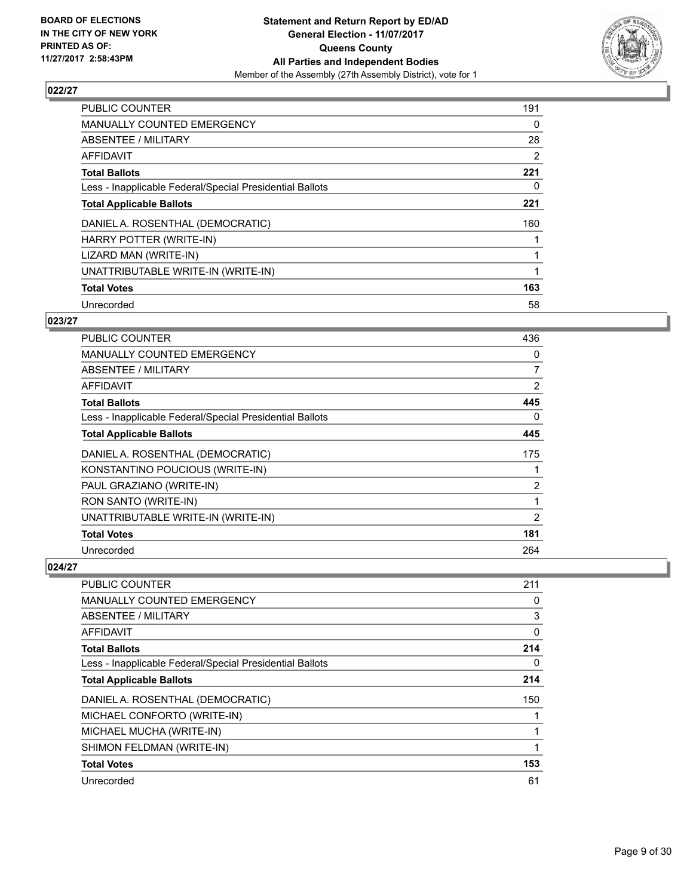## 022/27

| | |
|---|---|
| PUBLIC COUNTER | 191 |
| MANUALLY COUNTED EMERGENCY | 0 |
| ABSENTEE / MILITARY | 28 |
| AFFIDAVIT | 2 |
| **Total Ballots** | **221** |
| Less - Inapplicable Federal/Special Presidential Ballots | 0 |
| **Total Applicable Ballots** | **221** |
| DANIEL A. ROSENTHAL (DEMOCRATIC) | 160 |
| HARRY POTTER (WRITE-IN) | 1 |
| LIZARD MAN (WRITE-IN) | 1 |
| UNATTRIBUTABLE WRITE-IN (WRITE-IN) | 1 |
| **Total Votes** | **163** |
| Unrecorded | 58 |

## 023/27

| | |
|---|---|
| PUBLIC COUNTER | 436 |
| MANUALLY COUNTED EMERGENCY | 0 |
| ABSENTEE / MILITARY | 7 |
| AFFIDAVIT | 2 |
| **Total Ballots** | **445** |
| Less - Inapplicable Federal/Special Presidential Ballots | 0 |
| **Total Applicable Ballots** | **445** |
| DANIEL A. ROSENTHAL (DEMOCRATIC) | 175 |
| KONSTANTINO POUCIOUS (WRITE-IN) | 1 |
| PAUL GRAZIANO (WRITE-IN) | 2 |
| RON SANTO (WRITE-IN) | 1 |
| UNATTRIBUTABLE WRITE-IN (WRITE-IN) | 2 |
| **Total Votes** | **181** |
| Unrecorded | 264 |

## 024/27

| | |
|---|---|
| PUBLIC COUNTER | 211 |
| MANUALLY COUNTED EMERGENCY | 0 |
| ABSENTEE / MILITARY | 3 |
| AFFIDAVIT | 0 |
| **Total Ballots** | **214** |
| Less - Inapplicable Federal/Special Presidential Ballots | 0 |
| **Total Applicable Ballots** | **214** |
| DANIEL A. ROSENTHAL (DEMOCRATIC) | 150 |
| MICHAEL CONFORTO (WRITE-IN) | 1 |
| MICHAEL MUCHA (WRITE-IN) | 1 |
| SHIMON FELDMAN (WRITE-IN) | 1 |
| **Total Votes** | **153** |
| Unrecorded | 61 |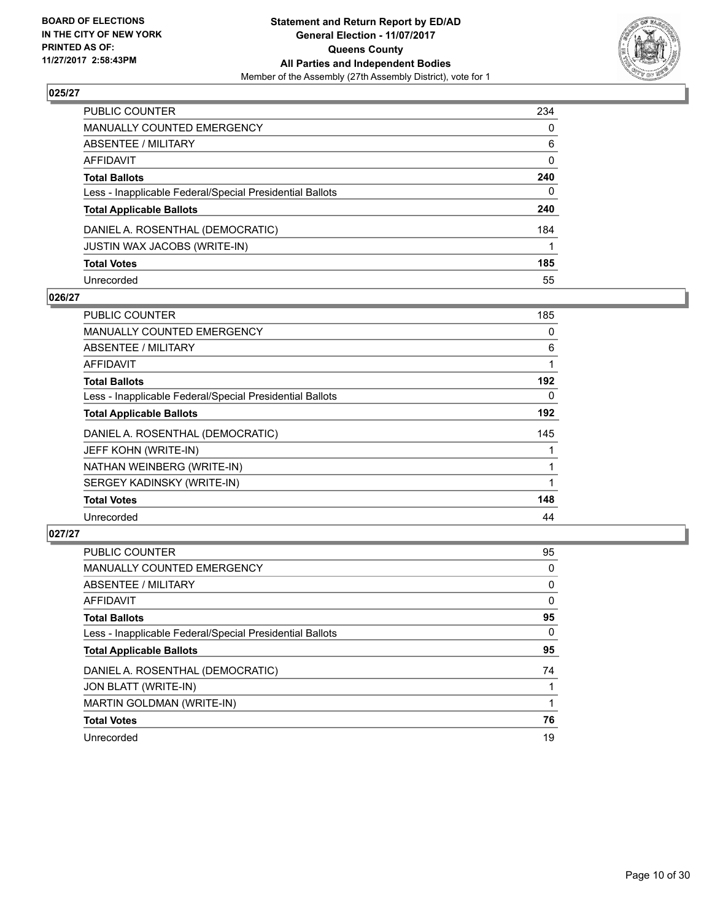### 025/27

| | |
|---|---|
| PUBLIC COUNTER | 234 |
| MANUALLY COUNTED EMERGENCY | 0 |
| ABSENTEE / MILITARY | 6 |
| AFFIDAVIT | 0 |
| **Total Ballots** | **240** |
| Less - Inapplicable Federal/Special Presidential Ballots | 0 |
| **Total Applicable Ballots** | **240** |
| DANIEL A. ROSENTHAL (DEMOCRATIC) | 184 |
| JUSTIN WAX JACOBS (WRITE-IN) | 1 |
| **Total Votes** | **185** |
| Unrecorded | 55 |

### 026/27

| | |
|---|---|
| PUBLIC COUNTER | 185 |
| MANUALLY COUNTED EMERGENCY | 0 |
| ABSENTEE / MILITARY | 6 |
| AFFIDAVIT | 1 |
| **Total Ballots** | **192** |
| Less - Inapplicable Federal/Special Presidential Ballots | 0 |
| **Total Applicable Ballots** | **192** |
| DANIEL A. ROSENTHAL (DEMOCRATIC) | 145 |
| JEFF KOHN (WRITE-IN) | 1 |
| NATHAN WEINBERG (WRITE-IN) | 1 |
| SERGEY KADINSKY (WRITE-IN) | 1 |
| **Total Votes** | **148** |
| Unrecorded | 44 |

### 027/27

| | |
|---|---|
| PUBLIC COUNTER | 95 |
| MANUALLY COUNTED EMERGENCY | 0 |
| ABSENTEE / MILITARY | 0 |
| AFFIDAVIT | 0 |
| **Total Ballots** | **95** |
| Less - Inapplicable Federal/Special Presidential Ballots | 0 |
| **Total Applicable Ballots** | **95** |
| DANIEL A. ROSENTHAL (DEMOCRATIC) | 74 |
| JON BLATT (WRITE-IN) | 1 |
| MARTIN GOLDMAN (WRITE-IN) | 1 |
| **Total Votes** | **76** |
| Unrecorded | 19 |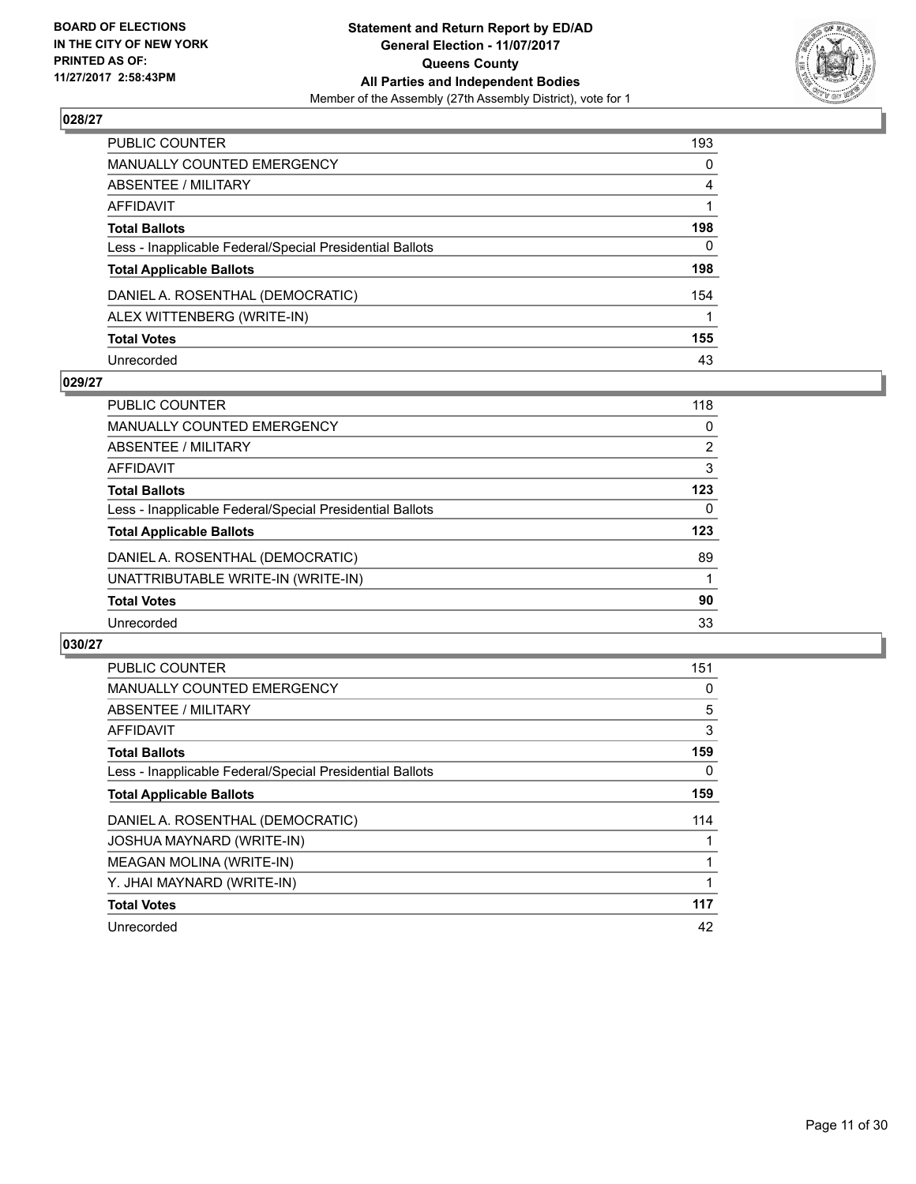## 028/27

| | |
|---|---|
| PUBLIC COUNTER | 193 |
| MANUALLY COUNTED EMERGENCY | 0 |
| ABSENTEE / MILITARY | 4 |
| AFFIDAVIT | 1 |
| **Total Ballots** | **198** |
| Less - Inapplicable Federal/Special Presidential Ballots | 0 |
| **Total Applicable Ballots** | **198** |
| DANIEL A. ROSENTHAL (DEMOCRATIC) | 154 |
| ALEX WITTENBERG (WRITE-IN) | 1 |
| **Total Votes** | **155** |
| Unrecorded | 43 |

## 029/27

| | |
|---|---|
| PUBLIC COUNTER | 118 |
| MANUALLY COUNTED EMERGENCY | 0 |
| ABSENTEE / MILITARY | 2 |
| AFFIDAVIT | 3 |
| **Total Ballots** | **123** |
| Less - Inapplicable Federal/Special Presidential Ballots | 0 |
| **Total Applicable Ballots** | **123** |
| DANIEL A. ROSENTHAL (DEMOCRATIC) | 89 |
| UNATTRIBUTABLE WRITE-IN (WRITE-IN) | 1 |
| **Total Votes** | **90** |
| Unrecorded | 33 |

## 030/27

| | |
|---|---|
| PUBLIC COUNTER | 151 |
| MANUALLY COUNTED EMERGENCY | 0 |
| ABSENTEE / MILITARY | 5 |
| AFFIDAVIT | 3 |
| **Total Ballots** | **159** |
| Less - Inapplicable Federal/Special Presidential Ballots | 0 |
| **Total Applicable Ballots** | **159** |
| DANIEL A. ROSENTHAL (DEMOCRATIC) | 114 |
| JOSHUA MAYNARD (WRITE-IN) | 1 |
| MEAGAN MOLINA (WRITE-IN) | 1 |
| Y. JHAI MAYNARD (WRITE-IN) | 1 |
| **Total Votes** | **117** |
| Unrecorded | 42 |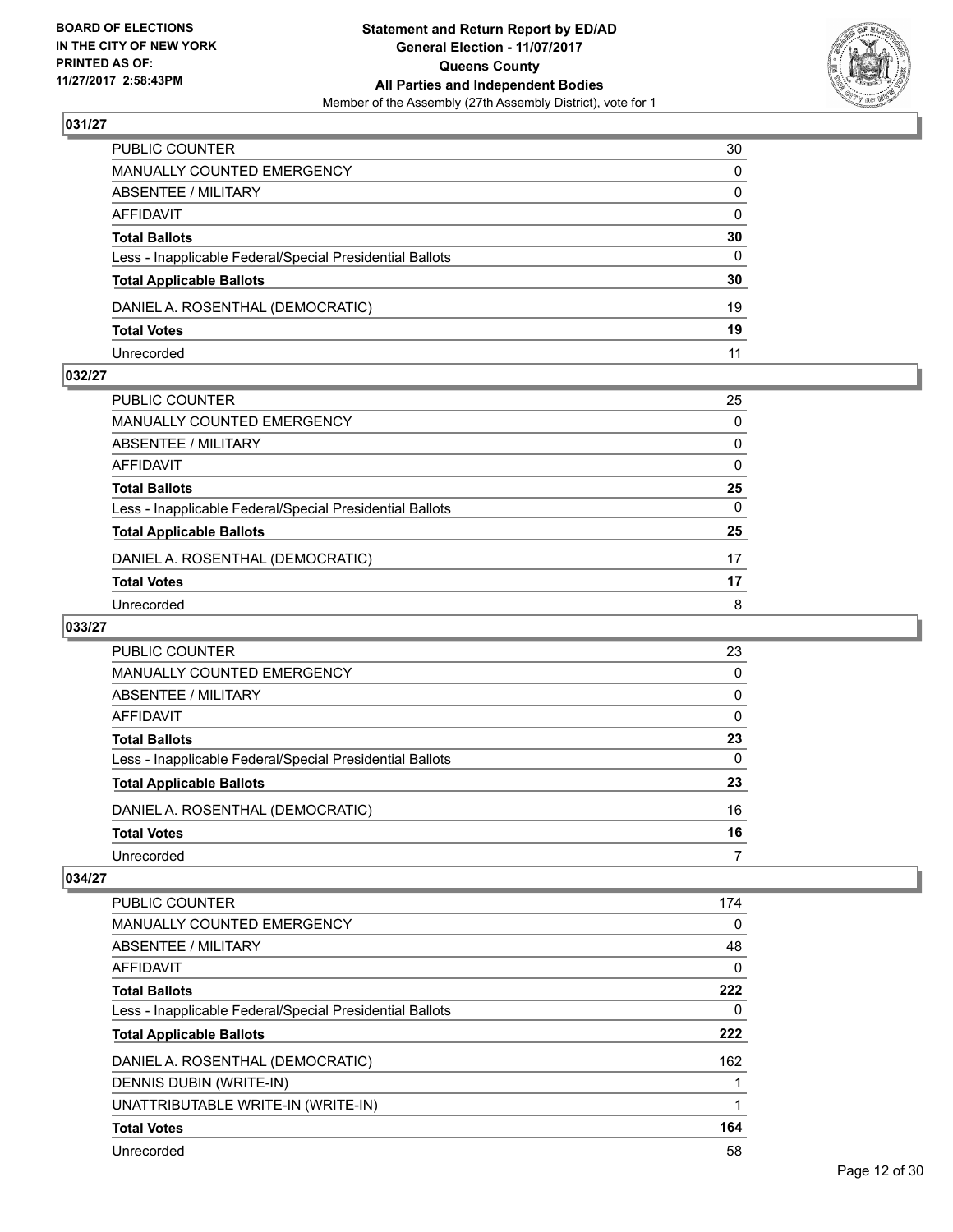BOARD OF ELECTIONS
IN THE CITY OF NEW YORK
PRINTED AS OF:
11/27/2017 2:58:43PM

**Statement and Return Report by ED/AD**
**General Election - 11/07/2017**
**Queens County**
**All Parties and Independent Bodies**
Member of the Assembly (27th Assembly District), vote for 1

### 031/27

| | |
|---|---|
| PUBLIC COUNTER | 30 |
| MANUALLY COUNTED EMERGENCY | 0 |
| ABSENTEE / MILITARY | 0 |
| AFFIDAVIT | 0 |
| **Total Ballots** | **30** |
| Less - Inapplicable Federal/Special Presidential Ballots | 0 |
| **Total Applicable Ballots** | **30** |
| DANIEL A. ROSENTHAL (DEMOCRATIC) | 19 |
| **Total Votes** | **19** |
| Unrecorded | 11 |

### 032/27

| | |
|---|---|
| PUBLIC COUNTER | 25 |
| MANUALLY COUNTED EMERGENCY | 0 |
| ABSENTEE / MILITARY | 0 |
| AFFIDAVIT | 0 |
| **Total Ballots** | **25** |
| Less - Inapplicable Federal/Special Presidential Ballots | 0 |
| **Total Applicable Ballots** | **25** |
| DANIEL A. ROSENTHAL (DEMOCRATIC) | 17 |
| **Total Votes** | **17** |
| Unrecorded | 8 |

### 033/27

| | |
|---|---|
| PUBLIC COUNTER | 23 |
| MANUALLY COUNTED EMERGENCY | 0 |
| ABSENTEE / MILITARY | 0 |
| AFFIDAVIT | 0 |
| **Total Ballots** | **23** |
| Less - Inapplicable Federal/Special Presidential Ballots | 0 |
| **Total Applicable Ballots** | **23** |
| DANIEL A. ROSENTHAL (DEMOCRATIC) | 16 |
| **Total Votes** | **16** |
| Unrecorded | 7 |

### 034/27

| | |
|---|---|
| PUBLIC COUNTER | 174 |
| MANUALLY COUNTED EMERGENCY | 0 |
| ABSENTEE / MILITARY | 48 |
| AFFIDAVIT | 0 |
| **Total Ballots** | **222** |
| Less - Inapplicable Federal/Special Presidential Ballots | 0 |
| **Total Applicable Ballots** | **222** |
| DANIEL A. ROSENTHAL (DEMOCRATIC) | 162 |
| DENNIS DUBIN (WRITE-IN) | 1 |
| UNATTRIBUTABLE WRITE-IN (WRITE-IN) | 1 |
| **Total Votes** | **164** |
| Unrecorded | 58 |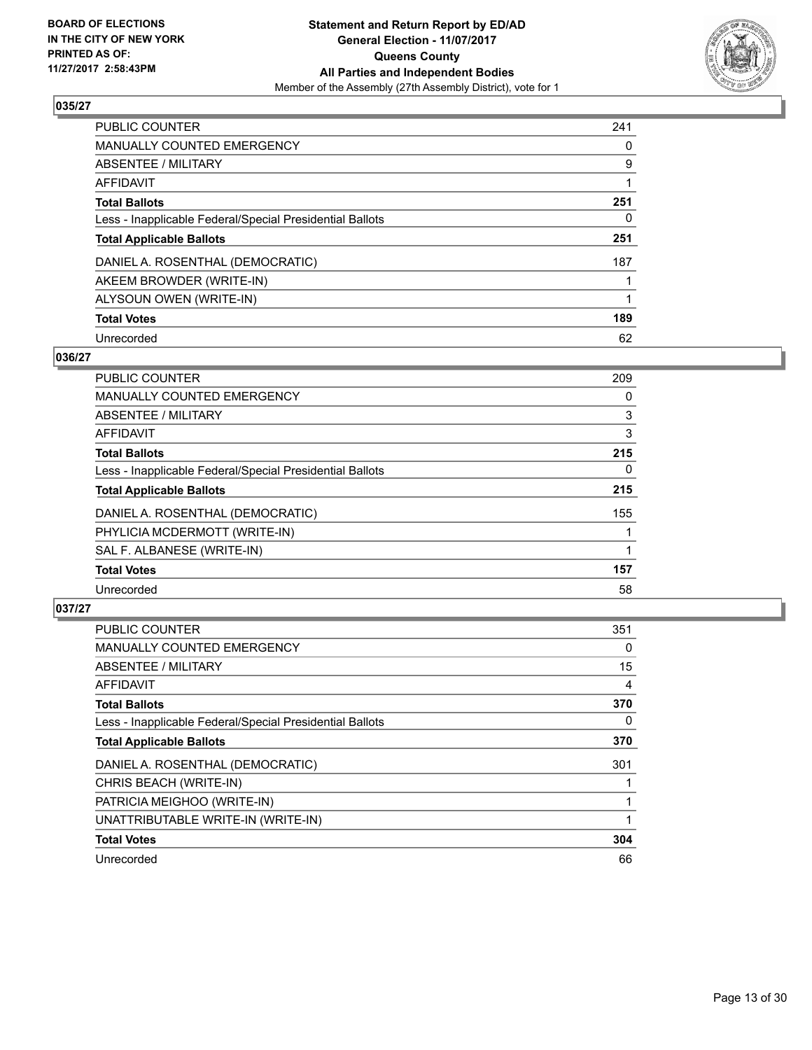**BOARD OF ELECTIONS IN THE CITY OF NEW YORK PRINTED AS OF: 11/27/2017 2:58:43PM**

**Statement and Return Report by ED/AD General Election - 11/07/2017 Queens County All Parties and Independent Bodies**

Member of the Assembly (27th Assembly District), vote for 1

### 035/27

| | |
|---|---|
| PUBLIC COUNTER | 241 |
| MANUALLY COUNTED EMERGENCY | 0 |
| ABSENTEE / MILITARY | 9 |
| AFFIDAVIT | 1 |
| **Total Ballots** | **251** |
| Less - Inapplicable Federal/Special Presidential Ballots | 0 |
| **Total Applicable Ballots** | **251** |
| DANIEL A. ROSENTHAL (DEMOCRATIC) | 187 |
| AKEEM BROWDER (WRITE-IN) | 1 |
| ALYSOUN OWEN (WRITE-IN) | 1 |
| **Total Votes** | **189** |
| Unrecorded | 62 |

### 036/27

| | |
|---|---|
| PUBLIC COUNTER | 209 |
| MANUALLY COUNTED EMERGENCY | 0 |
| ABSENTEE / MILITARY | 3 |
| AFFIDAVIT | 3 |
| **Total Ballots** | **215** |
| Less - Inapplicable Federal/Special Presidential Ballots | 0 |
| **Total Applicable Ballots** | **215** |
| DANIEL A. ROSENTHAL (DEMOCRATIC) | 155 |
| PHYLICIA MCDERMOTT (WRITE-IN) | 1 |
| SAL F. ALBANESE (WRITE-IN) | 1 |
| **Total Votes** | **157** |
| Unrecorded | 58 |

### 037/27

| | |
|---|---|
| PUBLIC COUNTER | 351 |
| MANUALLY COUNTED EMERGENCY | 0 |
| ABSENTEE / MILITARY | 15 |
| AFFIDAVIT | 4 |
| **Total Ballots** | **370** |
| Less - Inapplicable Federal/Special Presidential Ballots | 0 |
| **Total Applicable Ballots** | **370** |
| DANIEL A. ROSENTHAL (DEMOCRATIC) | 301 |
| CHRIS BEACH (WRITE-IN) | 1 |
| PATRICIA MEIGHOO (WRITE-IN) | 1 |
| UNATTRIBUTABLE WRITE-IN (WRITE-IN) | 1 |
| **Total Votes** | **304** |
| Unrecorded | 66 |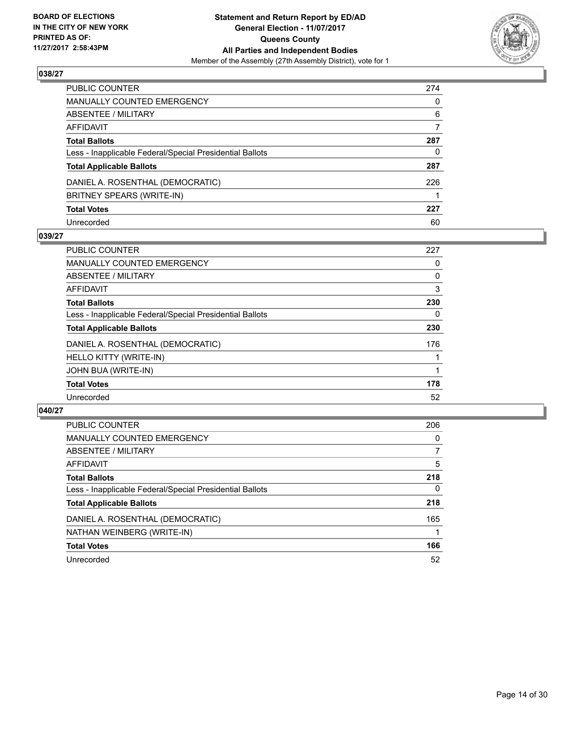**BOARD OF ELECTIONS IN THE CITY OF NEW YORK PRINTED AS OF: 11/27/2017 2:58:43PM**

**Statement and Return Report by ED/AD**
**General Election - 11/07/2017**
**Queens County**
**All Parties and Independent Bodies**
Member of the Assembly (27th Assembly District), vote for 1

## 038/27

| | |
|---|---|
| PUBLIC COUNTER | 274 |
| MANUALLY COUNTED EMERGENCY | 0 |
| ABSENTEE / MILITARY | 6 |
| AFFIDAVIT | 7 |
| **Total Ballots** | **287** |
| Less - Inapplicable Federal/Special Presidential Ballots | 0 |
| **Total Applicable Ballots** | **287** |
| DANIEL A. ROSENTHAL (DEMOCRATIC) | 226 |
| BRITNEY SPEARS (WRITE-IN) | 1 |
| **Total Votes** | **227** |
| Unrecorded | 60 |

## 039/27

| | |
|---|---|
| PUBLIC COUNTER | 227 |
| MANUALLY COUNTED EMERGENCY | 0 |
| ABSENTEE / MILITARY | 0 |
| AFFIDAVIT | 3 |
| **Total Ballots** | **230** |
| Less - Inapplicable Federal/Special Presidential Ballots | 0 |
| **Total Applicable Ballots** | **230** |
| DANIEL A. ROSENTHAL (DEMOCRATIC) | 176 |
| HELLO KITTY (WRITE-IN) | 1 |
| JOHN BUA (WRITE-IN) | 1 |
| **Total Votes** | **178** |
| Unrecorded | 52 |

## 040/27

| | |
|---|---|
| PUBLIC COUNTER | 206 |
| MANUALLY COUNTED EMERGENCY | 0 |
| ABSENTEE / MILITARY | 7 |
| AFFIDAVIT | 5 |
| **Total Ballots** | **218** |
| Less - Inapplicable Federal/Special Presidential Ballots | 0 |
| **Total Applicable Ballots** | **218** |
| DANIEL A. ROSENTHAL (DEMOCRATIC) | 165 |
| NATHAN WEINBERG (WRITE-IN) | 1 |
| **Total Votes** | **166** |
| Unrecorded | 52 |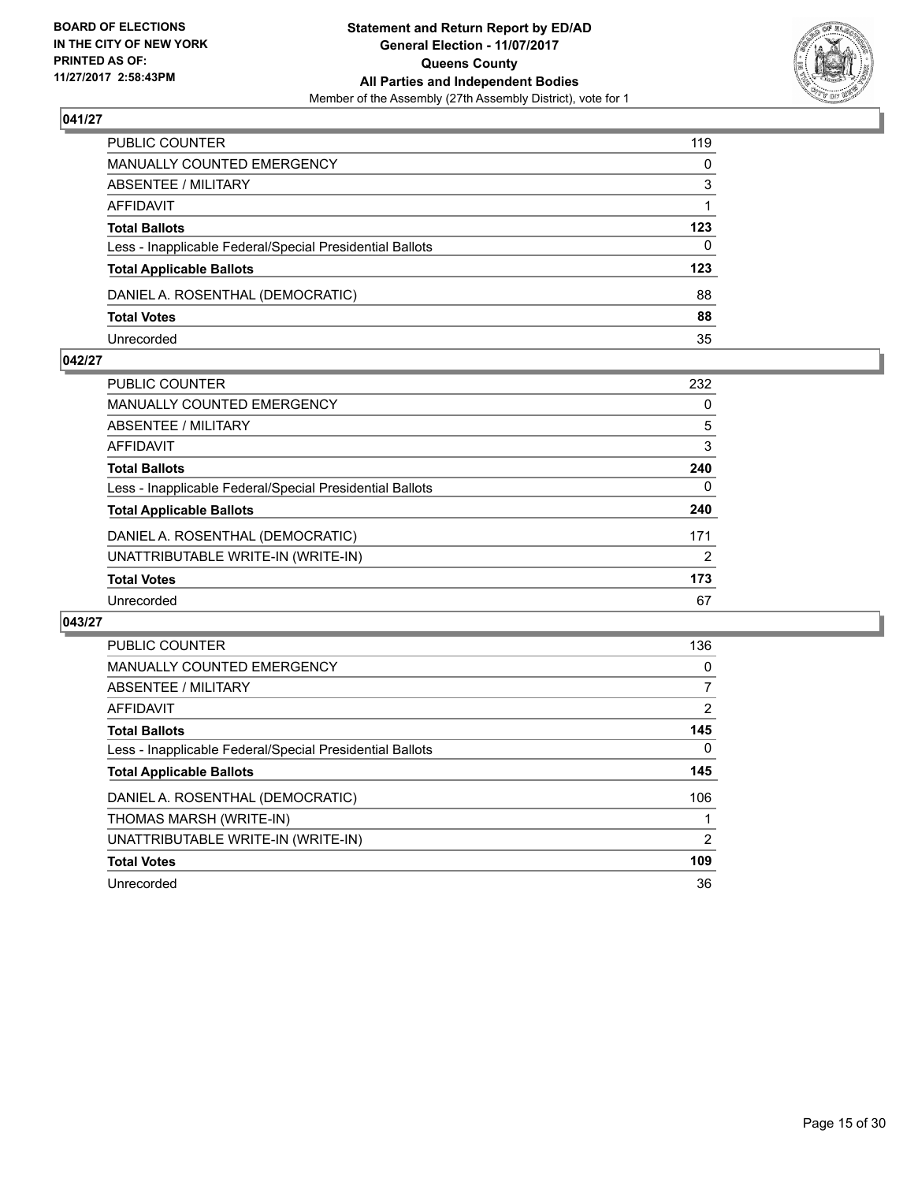BOARD OF ELECTIONS
IN THE CITY OF NEW YORK
PRINTED AS OF:
11/27/2017 2:58:43PM

**Statement and Return Report by ED/AD**
**General Election - 11/07/2017**
**Queens County**
**All Parties and Independent Bodies**
Member of the Assembly (27th Assembly District), vote for 1

### 041/27

| | |
|---|---|
| PUBLIC COUNTER | 119 |
| MANUALLY COUNTED EMERGENCY | 0 |
| ABSENTEE / MILITARY | 3 |
| AFFIDAVIT | 1 |
| **Total Ballots** | **123** |
| Less - Inapplicable Federal/Special Presidential Ballots | 0 |
| **Total Applicable Ballots** | **123** |
| DANIEL A. ROSENTHAL (DEMOCRATIC) | 88 |
| **Total Votes** | **88** |
| Unrecorded | 35 |

### 042/27

| | |
|---|---|
| PUBLIC COUNTER | 232 |
| MANUALLY COUNTED EMERGENCY | 0 |
| ABSENTEE / MILITARY | 5 |
| AFFIDAVIT | 3 |
| **Total Ballots** | **240** |
| Less - Inapplicable Federal/Special Presidential Ballots | 0 |
| **Total Applicable Ballots** | **240** |
| DANIEL A. ROSENTHAL (DEMOCRATIC) | 171 |
| UNATTRIBUTABLE WRITE-IN (WRITE-IN) | 2 |
| **Total Votes** | **173** |
| Unrecorded | 67 |

### 043/27

| | |
|---|---|
| PUBLIC COUNTER | 136 |
| MANUALLY COUNTED EMERGENCY | 0 |
| ABSENTEE / MILITARY | 7 |
| AFFIDAVIT | 2 |
| **Total Ballots** | **145** |
| Less - Inapplicable Federal/Special Presidential Ballots | 0 |
| **Total Applicable Ballots** | **145** |
| DANIEL A. ROSENTHAL (DEMOCRATIC) | 106 |
| THOMAS MARSH (WRITE-IN) | 1 |
| UNATTRIBUTABLE WRITE-IN (WRITE-IN) | 2 |
| **Total Votes** | **109** |
| Unrecorded | 36 |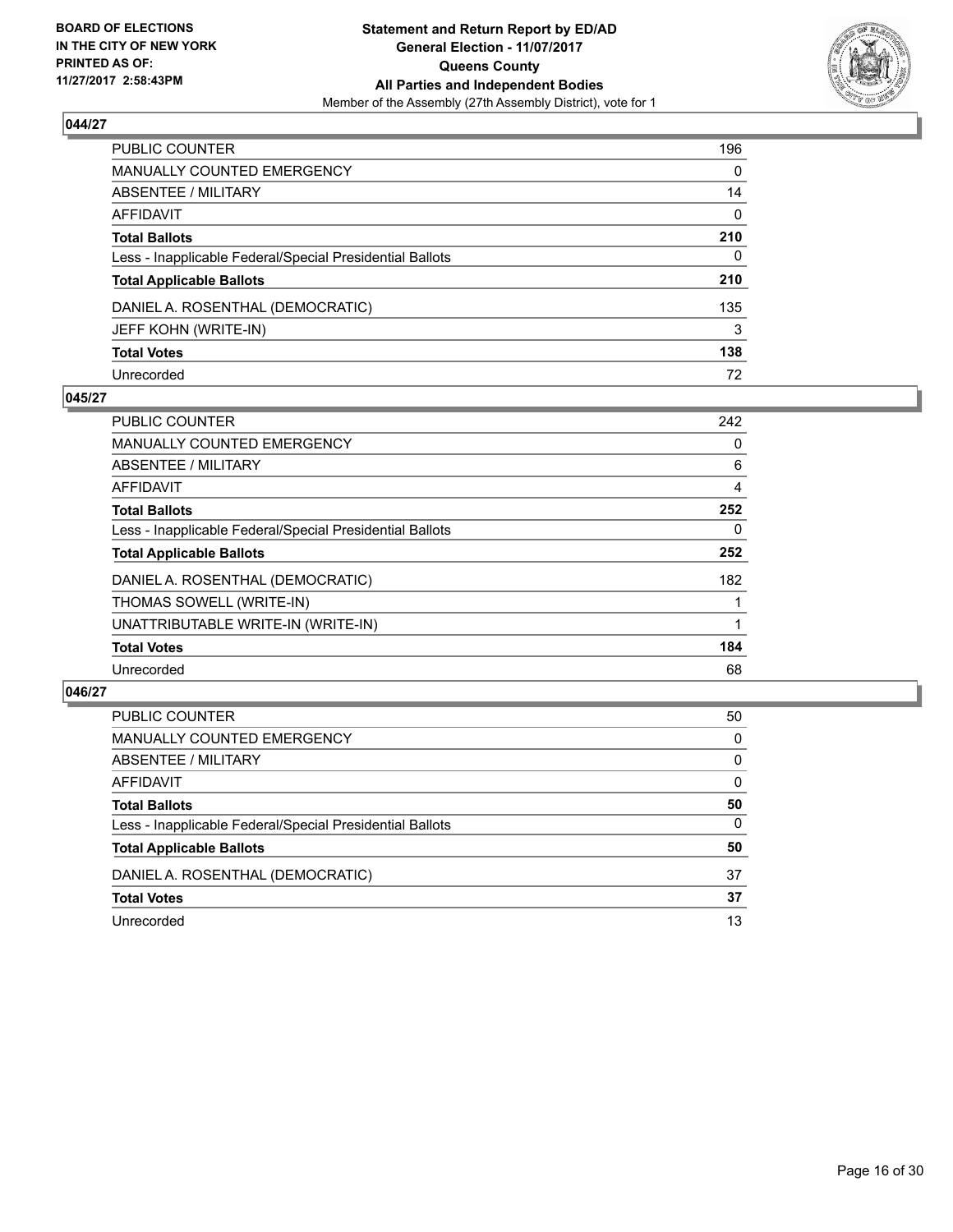**BOARD OF ELECTIONS IN THE CITY OF NEW YORK PRINTED AS OF: 11/27/2017 2:58:43PM**

**Statement and Return Report by ED/AD**
**General Election - 11/07/2017**
**Queens County**
**All Parties and Independent Bodies**
Member of the Assembly (27th Assembly District), vote for 1

### 044/27

| | |
|---|---|
| PUBLIC COUNTER | 196 |
| MANUALLY COUNTED EMERGENCY | 0 |
| ABSENTEE / MILITARY | 14 |
| AFFIDAVIT | 0 |
| **Total Ballots** | **210** |
| Less - Inapplicable Federal/Special Presidential Ballots | 0 |
| **Total Applicable Ballots** | **210** |
| DANIEL A. ROSENTHAL (DEMOCRATIC) | 135 |
| JEFF KOHN (WRITE-IN) | 3 |
| **Total Votes** | **138** |
| Unrecorded | 72 |

### 045/27

| | |
|---|---|
| PUBLIC COUNTER | 242 |
| MANUALLY COUNTED EMERGENCY | 0 |
| ABSENTEE / MILITARY | 6 |
| AFFIDAVIT | 4 |
| **Total Ballots** | **252** |
| Less - Inapplicable Federal/Special Presidential Ballots | 0 |
| **Total Applicable Ballots** | **252** |
| DANIEL A. ROSENTHAL (DEMOCRATIC) | 182 |
| THOMAS SOWELL (WRITE-IN) | 1 |
| UNATTRIBUTABLE WRITE-IN (WRITE-IN) | 1 |
| **Total Votes** | **184** |
| Unrecorded | 68 |

### 046/27

| | |
|---|---|
| PUBLIC COUNTER | 50 |
| MANUALLY COUNTED EMERGENCY | 0 |
| ABSENTEE / MILITARY | 0 |
| AFFIDAVIT | 0 |
| **Total Ballots** | **50** |
| Less - Inapplicable Federal/Special Presidential Ballots | 0 |
| **Total Applicable Ballots** | **50** |
| DANIEL A. ROSENTHAL (DEMOCRATIC) | 37 |
| **Total Votes** | **37** |
| Unrecorded | 13 |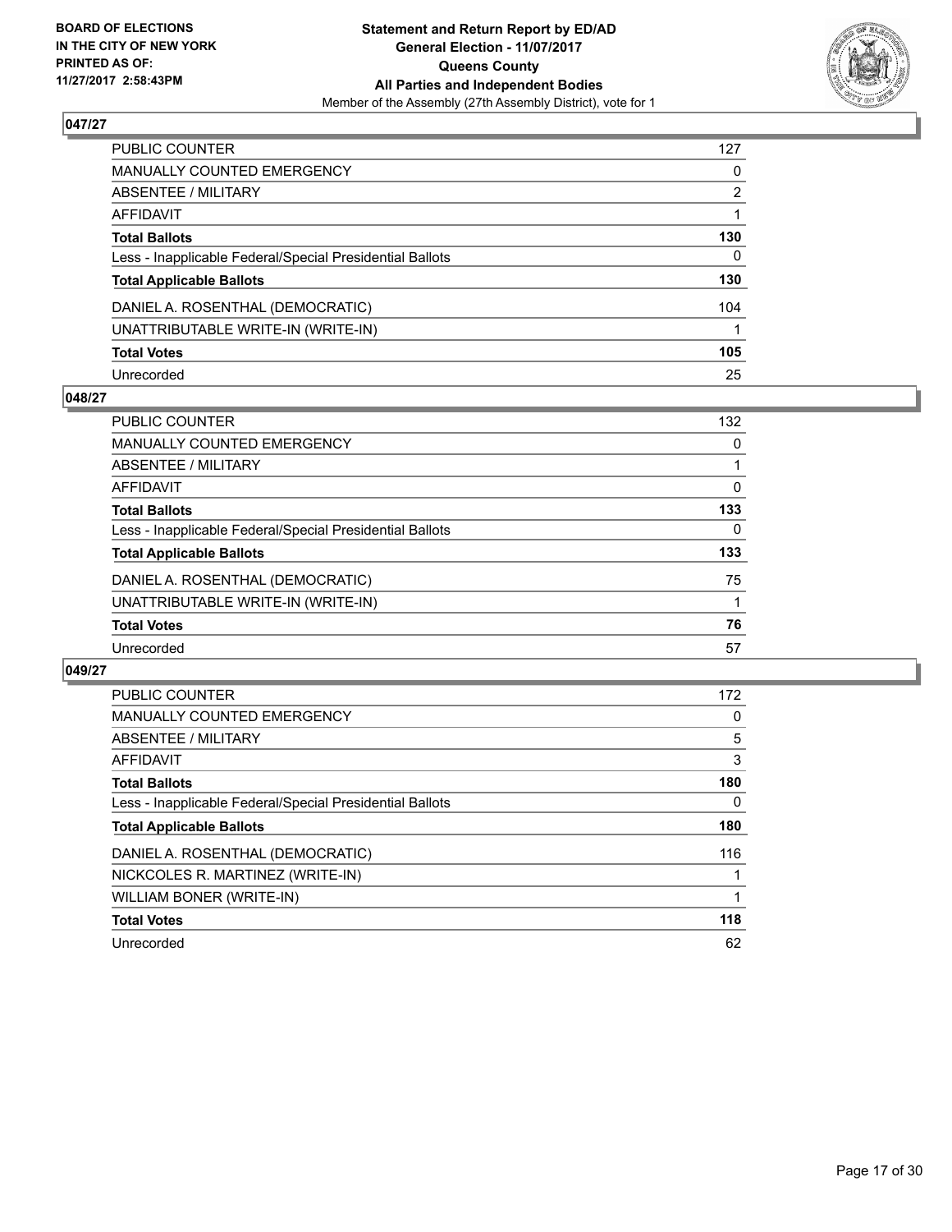BOARD OF ELECTIONS
IN THE CITY OF NEW YORK
PRINTED AS OF:
11/27/2017 2:58:43PM

**Statement and Return Report by ED/AD**
**General Election - 11/07/2017**
**Queens County**
**All Parties and Independent Bodies**
Member of the Assembly (27th Assembly District), vote for 1

### 047/27

| | |
|---|---|
| PUBLIC COUNTER | 127 |
| MANUALLY COUNTED EMERGENCY | 0 |
| ABSENTEE / MILITARY | 2 |
| AFFIDAVIT | 1 |
| **Total Ballots** | **130** |
| Less - Inapplicable Federal/Special Presidential Ballots | 0 |
| **Total Applicable Ballots** | **130** |
| DANIEL A. ROSENTHAL (DEMOCRATIC) | 104 |
| UNATTRIBUTABLE WRITE-IN (WRITE-IN) | 1 |
| **Total Votes** | **105** |
| Unrecorded | 25 |

### 048/27

| | |
|---|---|
| PUBLIC COUNTER | 132 |
| MANUALLY COUNTED EMERGENCY | 0 |
| ABSENTEE / MILITARY | 1 |
| AFFIDAVIT | 0 |
| **Total Ballots** | **133** |
| Less - Inapplicable Federal/Special Presidential Ballots | 0 |
| **Total Applicable Ballots** | **133** |
| DANIEL A. ROSENTHAL (DEMOCRATIC) | 75 |
| UNATTRIBUTABLE WRITE-IN (WRITE-IN) | 1 |
| **Total Votes** | **76** |
| Unrecorded | 57 |

### 049/27

| | |
|---|---|
| PUBLIC COUNTER | 172 |
| MANUALLY COUNTED EMERGENCY | 0 |
| ABSENTEE / MILITARY | 5 |
| AFFIDAVIT | 3 |
| **Total Ballots** | **180** |
| Less - Inapplicable Federal/Special Presidential Ballots | 0 |
| **Total Applicable Ballots** | **180** |
| DANIEL A. ROSENTHAL (DEMOCRATIC) | 116 |
| NICKCOLES R. MARTINEZ (WRITE-IN) | 1 |
| WILLIAM BONER (WRITE-IN) | 1 |
| **Total Votes** | **118** |
| Unrecorded | 62 |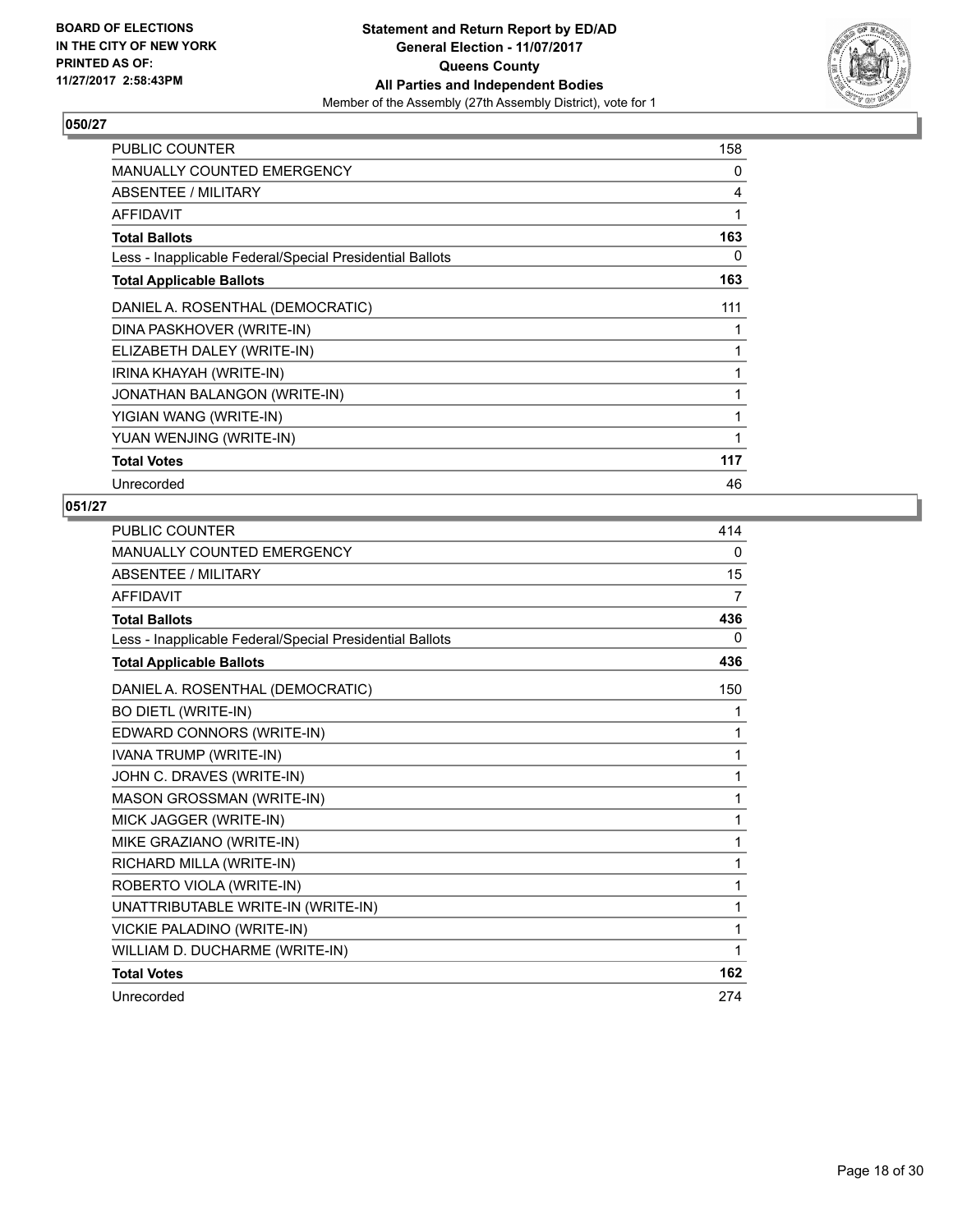**BOARD OF ELECTIONS IN THE CITY OF NEW YORK PRINTED AS OF: 11/27/2017 2:58:43PM**

**Statement and Return Report by ED/AD**
**General Election - 11/07/2017**
**Queens County**
**All Parties and Independent Bodies**
Member of the Assembly (27th Assembly District), vote for 1

### 050/27

| | |
|---|---|
| PUBLIC COUNTER | 158 |
| MANUALLY COUNTED EMERGENCY | 0 |
| ABSENTEE / MILITARY | 4 |
| AFFIDAVIT | 1 |
| **Total Ballots** | **163** |
| Less - Inapplicable Federal/Special Presidential Ballots | 0 |
| **Total Applicable Ballots** | **163** |
| DANIEL A. ROSENTHAL (DEMOCRATIC) | 111 |
| DINA PASKHOVER (WRITE-IN) | 1 |
| ELIZABETH DALEY (WRITE-IN) | 1 |
| IRINA KHAYAH (WRITE-IN) | 1 |
| JONATHAN BALANGON (WRITE-IN) | 1 |
| YIGIAN WANG (WRITE-IN) | 1 |
| YUAN WENJING (WRITE-IN) | 1 |
| **Total Votes** | **117** |
| Unrecorded | 46 |

### 051/27

| | |
|---|---|
| PUBLIC COUNTER | 414 |
| MANUALLY COUNTED EMERGENCY | 0 |
| ABSENTEE / MILITARY | 15 |
| AFFIDAVIT | 7 |
| **Total Ballots** | **436** |
| Less - Inapplicable Federal/Special Presidential Ballots | 0 |
| **Total Applicable Ballots** | **436** |
| DANIEL A. ROSENTHAL (DEMOCRATIC) | 150 |
| BO DIETL (WRITE-IN) | 1 |
| EDWARD CONNORS (WRITE-IN) | 1 |
| IVANA TRUMP (WRITE-IN) | 1 |
| JOHN C. DRAVES (WRITE-IN) | 1 |
| MASON GROSSMAN (WRITE-IN) | 1 |
| MICK JAGGER (WRITE-IN) | 1 |
| MIKE GRAZIANO (WRITE-IN) | 1 |
| RICHARD MILLA (WRITE-IN) | 1 |
| ROBERTO VIOLA (WRITE-IN) | 1 |
| UNATTRIBUTABLE WRITE-IN (WRITE-IN) | 1 |
| VICKIE PALADINO (WRITE-IN) | 1 |
| WILLIAM D. DUCHARME (WRITE-IN) | 1 |
| **Total Votes** | **162** |
| Unrecorded | 274 |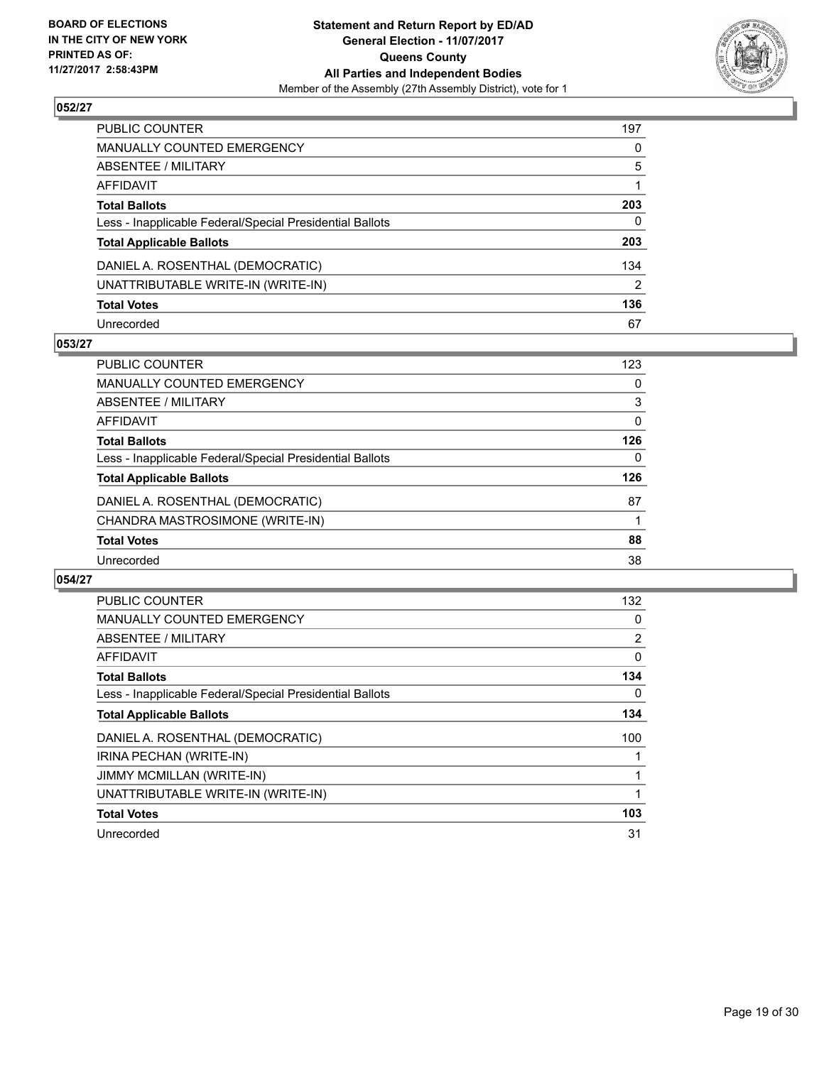**BOARD OF ELECTIONS IN THE CITY OF NEW YORK PRINTED AS OF: 11/27/2017 2:58:43PM**

**Statement and Return Report by ED/AD**
**General Election - 11/07/2017**
**Queens County**
**All Parties and Independent Bodies**
Member of the Assembly (27th Assembly District), vote for 1

## 052/27

| | |
|---|---|
| PUBLIC COUNTER | 197 |
| MANUALLY COUNTED EMERGENCY | 0 |
| ABSENTEE / MILITARY | 5 |
| AFFIDAVIT | 1 |
| **Total Ballots** | **203** |
| Less - Inapplicable Federal/Special Presidential Ballots | 0 |
| **Total Applicable Ballots** | **203** |
| DANIEL A. ROSENTHAL (DEMOCRATIC) | 134 |
| UNATTRIBUTABLE WRITE-IN (WRITE-IN) | 2 |
| **Total Votes** | **136** |
| Unrecorded | 67 |

## 053/27

| | |
|---|---|
| PUBLIC COUNTER | 123 |
| MANUALLY COUNTED EMERGENCY | 0 |
| ABSENTEE / MILITARY | 3 |
| AFFIDAVIT | 0 |
| **Total Ballots** | **126** |
| Less - Inapplicable Federal/Special Presidential Ballots | 0 |
| **Total Applicable Ballots** | **126** |
| DANIEL A. ROSENTHAL (DEMOCRATIC) | 87 |
| CHANDRA MASTROSIMONE (WRITE-IN) | 1 |
| **Total Votes** | **88** |
| Unrecorded | 38 |

## 054/27

| | |
|---|---|
| PUBLIC COUNTER | 132 |
| MANUALLY COUNTED EMERGENCY | 0 |
| ABSENTEE / MILITARY | 2 |
| AFFIDAVIT | 0 |
| **Total Ballots** | **134** |
| Less - Inapplicable Federal/Special Presidential Ballots | 0 |
| **Total Applicable Ballots** | **134** |
| DANIEL A. ROSENTHAL (DEMOCRATIC) | 100 |
| IRINA PECHAN (WRITE-IN) | 1 |
| JIMMY MCMILLAN (WRITE-IN) | 1 |
| UNATTRIBUTABLE WRITE-IN (WRITE-IN) | 1 |
| **Total Votes** | **103** |
| Unrecorded | 31 |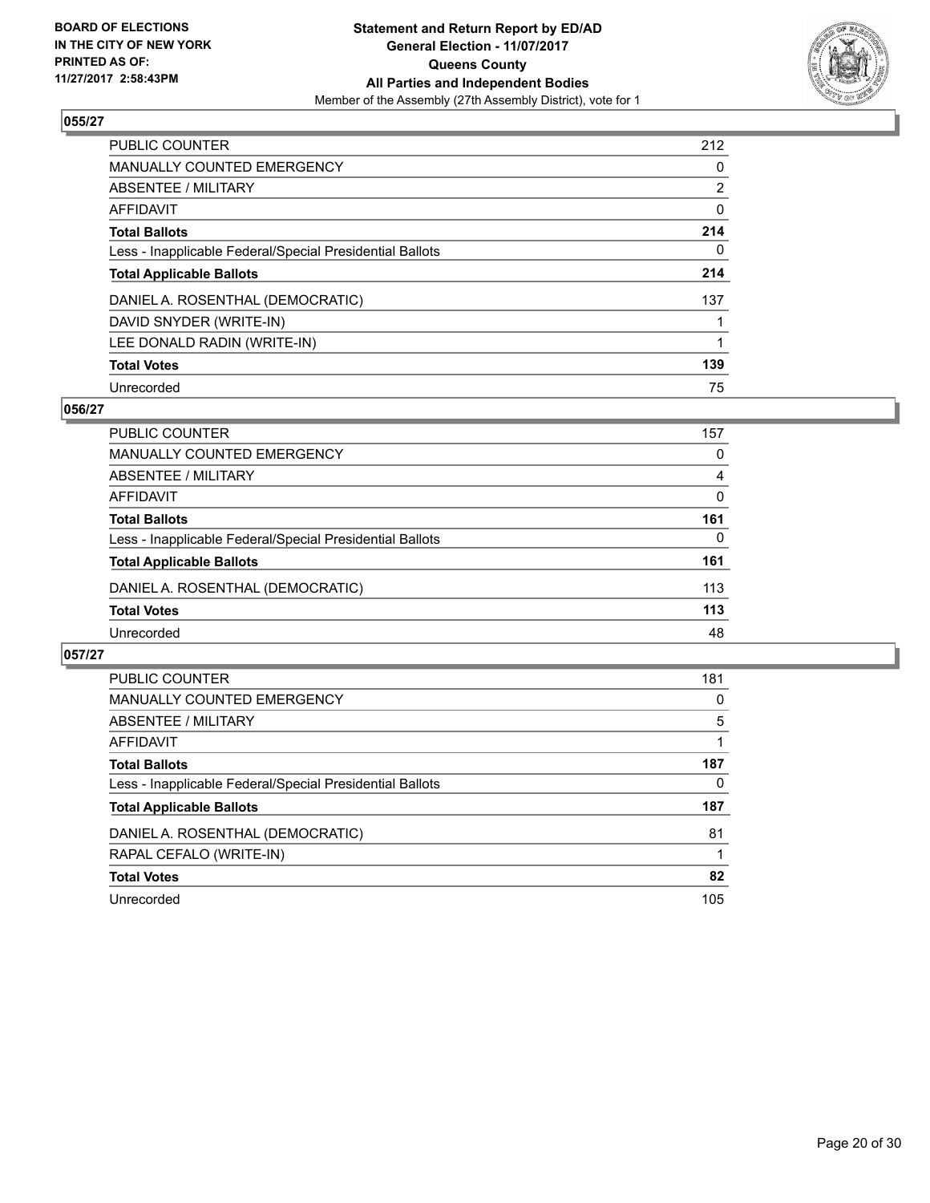**BOARD OF ELECTIONS IN THE CITY OF NEW YORK PRINTED AS OF: 11/27/2017 2:58:43PM**

**Statement and Return Report by ED/AD General Election - 11/07/2017 Queens County All Parties and Independent Bodies**

Member of the Assembly (27th Assembly District), vote for 1

## 055/27

| | |
|---|---|
| PUBLIC COUNTER | 212 |
| MANUALLY COUNTED EMERGENCY | 0 |
| ABSENTEE / MILITARY | 2 |
| AFFIDAVIT | 0 |
| **Total Ballots** | **214** |
| Less - Inapplicable Federal/Special Presidential Ballots | 0 |
| **Total Applicable Ballots** | **214** |
| DANIEL A. ROSENTHAL (DEMOCRATIC) | 137 |
| DAVID SNYDER (WRITE-IN) | 1 |
| LEE DONALD RADIN (WRITE-IN) | 1 |
| **Total Votes** | **139** |
| Unrecorded | 75 |

## 056/27

| | |
|---|---|
| PUBLIC COUNTER | 157 |
| MANUALLY COUNTED EMERGENCY | 0 |
| ABSENTEE / MILITARY | 4 |
| AFFIDAVIT | 0 |
| **Total Ballots** | **161** |
| Less - Inapplicable Federal/Special Presidential Ballots | 0 |
| **Total Applicable Ballots** | **161** |
| DANIEL A. ROSENTHAL (DEMOCRATIC) | 113 |
| **Total Votes** | **113** |
| Unrecorded | 48 |

## 057/27

| | |
|---|---|
| PUBLIC COUNTER | 181 |
| MANUALLY COUNTED EMERGENCY | 0 |
| ABSENTEE / MILITARY | 5 |
| AFFIDAVIT | 1 |
| **Total Ballots** | **187** |
| Less - Inapplicable Federal/Special Presidential Ballots | 0 |
| **Total Applicable Ballots** | **187** |
| DANIEL A. ROSENTHAL (DEMOCRATIC) | 81 |
| RAPAL CEFALO (WRITE-IN) | 1 |
| **Total Votes** | **82** |
| Unrecorded | 105 |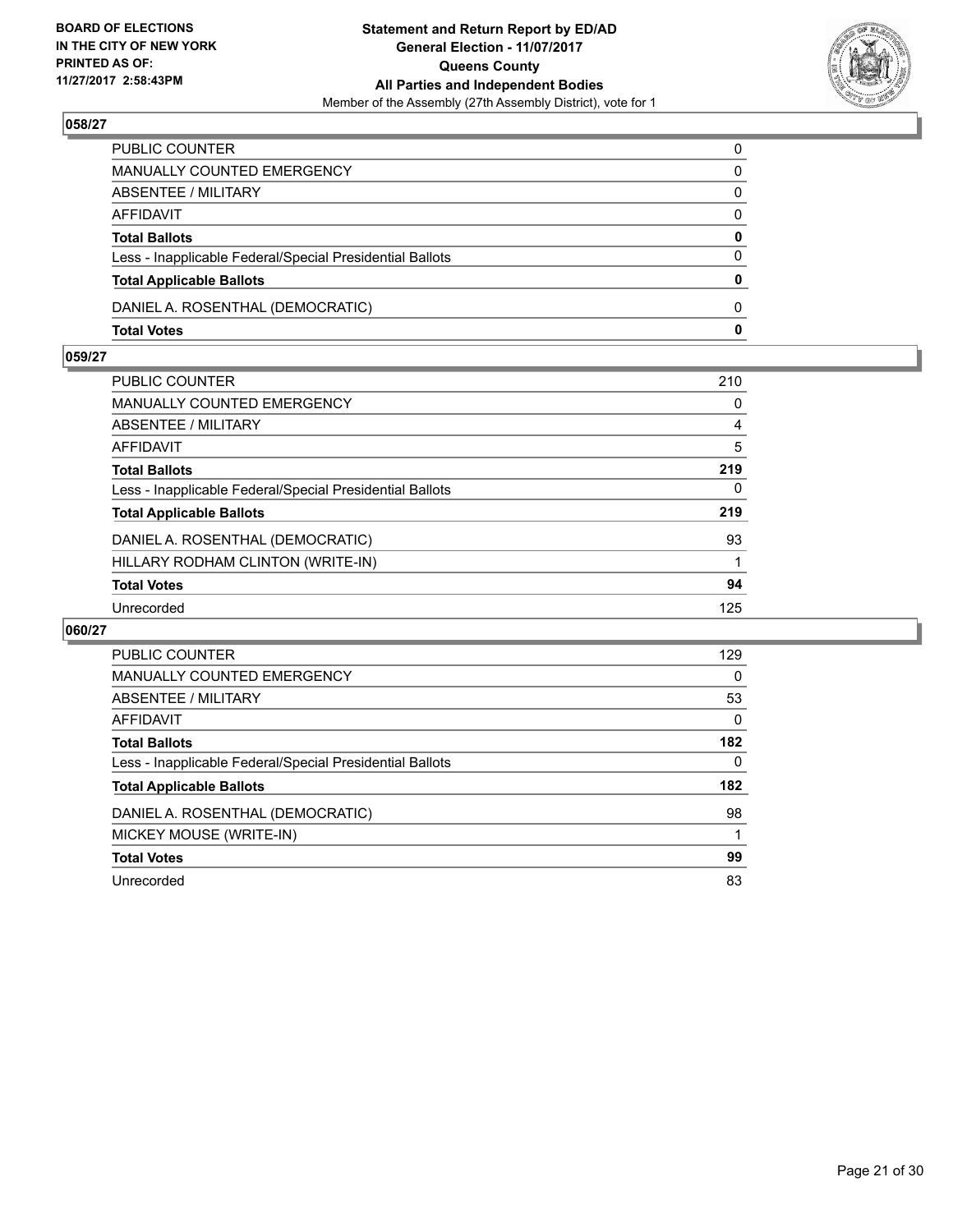**BOARD OF ELECTIONS IN THE CITY OF NEW YORK PRINTED AS OF: 11/27/2017 2:58:43PM**

**Statement and Return Report by ED/AD General Election - 11/07/2017 Queens County All Parties and Independent Bodies**

Member of the Assembly (27th Assembly District), vote for 1

## 058/27

| | |
|---|---|
| PUBLIC COUNTER | 0 |
| MANUALLY COUNTED EMERGENCY | 0 |
| ABSENTEE / MILITARY | 0 |
| AFFIDAVIT | 0 |
| **Total Ballots** | **0** |
| Less - Inapplicable Federal/Special Presidential Ballots | 0 |
| **Total Applicable Ballots** | **0** |
| DANIEL A. ROSENTHAL (DEMOCRATIC) | 0 |
| **Total Votes** | **0** |

## 059/27

| | |
|---|---|
| PUBLIC COUNTER | 210 |
| MANUALLY COUNTED EMERGENCY | 0 |
| ABSENTEE / MILITARY | 4 |
| AFFIDAVIT | 5 |
| **Total Ballots** | **219** |
| Less - Inapplicable Federal/Special Presidential Ballots | 0 |
| **Total Applicable Ballots** | **219** |
| DANIEL A. ROSENTHAL (DEMOCRATIC) | 93 |
| HILLARY RODHAM CLINTON (WRITE-IN) | 1 |
| **Total Votes** | **94** |
| Unrecorded | 125 |

## 060/27

| | |
|---|---|
| PUBLIC COUNTER | 129 |
| MANUALLY COUNTED EMERGENCY | 0 |
| ABSENTEE / MILITARY | 53 |
| AFFIDAVIT | 0 |
| **Total Ballots** | **182** |
| Less - Inapplicable Federal/Special Presidential Ballots | 0 |
| **Total Applicable Ballots** | **182** |
| DANIEL A. ROSENTHAL (DEMOCRATIC) | 98 |
| MICKEY MOUSE (WRITE-IN) | 1 |
| **Total Votes** | **99** |
| Unrecorded | 83 |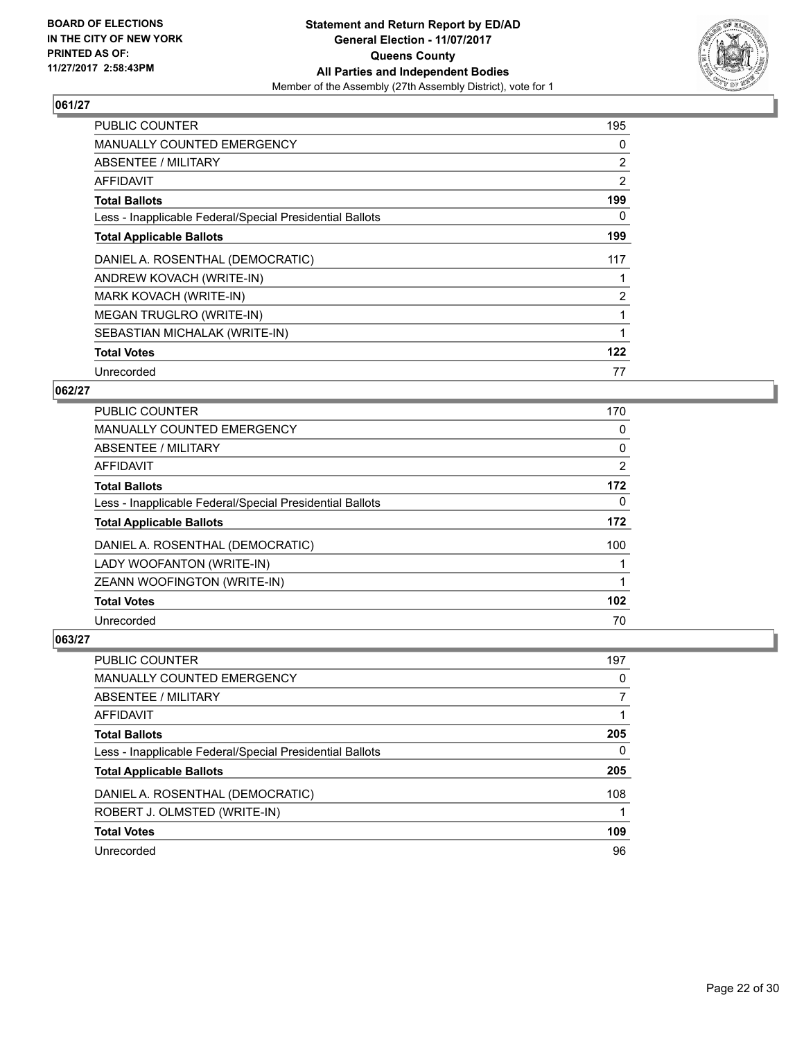**BOARD OF ELECTIONS IN THE CITY OF NEW YORK PRINTED AS OF: 11/27/2017 2:58:43PM**

**Statement and Return Report by ED/AD General Election - 11/07/2017 Queens County All Parties and Independent Bodies**

Member of the Assembly (27th Assembly District), vote for 1

## 061/27

| | |
|---|---|
| PUBLIC COUNTER | 195 |
| MANUALLY COUNTED EMERGENCY | 0 |
| ABSENTEE / MILITARY | 2 |
| AFFIDAVIT | 2 |
| **Total Ballots** | **199** |
| Less - Inapplicable Federal/Special Presidential Ballots | 0 |
| **Total Applicable Ballots** | **199** |
| DANIEL A. ROSENTHAL (DEMOCRATIC) | 117 |
| ANDREW KOVACH (WRITE-IN) | 1 |
| MARK KOVACH (WRITE-IN) | 2 |
| MEGAN TRUGLRO (WRITE-IN) | 1 |
| SEBASTIAN MICHALAK (WRITE-IN) | 1 |
| **Total Votes** | **122** |
| Unrecorded | 77 |

## 062/27

| | |
|---|---|
| PUBLIC COUNTER | 170 |
| MANUALLY COUNTED EMERGENCY | 0 |
| ABSENTEE / MILITARY | 0 |
| AFFIDAVIT | 2 |
| **Total Ballots** | **172** |
| Less - Inapplicable Federal/Special Presidential Ballots | 0 |
| **Total Applicable Ballots** | **172** |
| DANIEL A. ROSENTHAL (DEMOCRATIC) | 100 |
| LADY WOOFANTON (WRITE-IN) | 1 |
| ZEANN WOOFINGTON (WRITE-IN) | 1 |
| **Total Votes** | **102** |
| Unrecorded | 70 |

## 063/27

| | |
|---|---|
| PUBLIC COUNTER | 197 |
| MANUALLY COUNTED EMERGENCY | 0 |
| ABSENTEE / MILITARY | 7 |
| AFFIDAVIT | 1 |
| **Total Ballots** | **205** |
| Less - Inapplicable Federal/Special Presidential Ballots | 0 |
| **Total Applicable Ballots** | **205** |
| DANIEL A. ROSENTHAL (DEMOCRATIC) | 108 |
| ROBERT J. OLMSTED (WRITE-IN) | 1 |
| **Total Votes** | **109** |
| Unrecorded | 96 |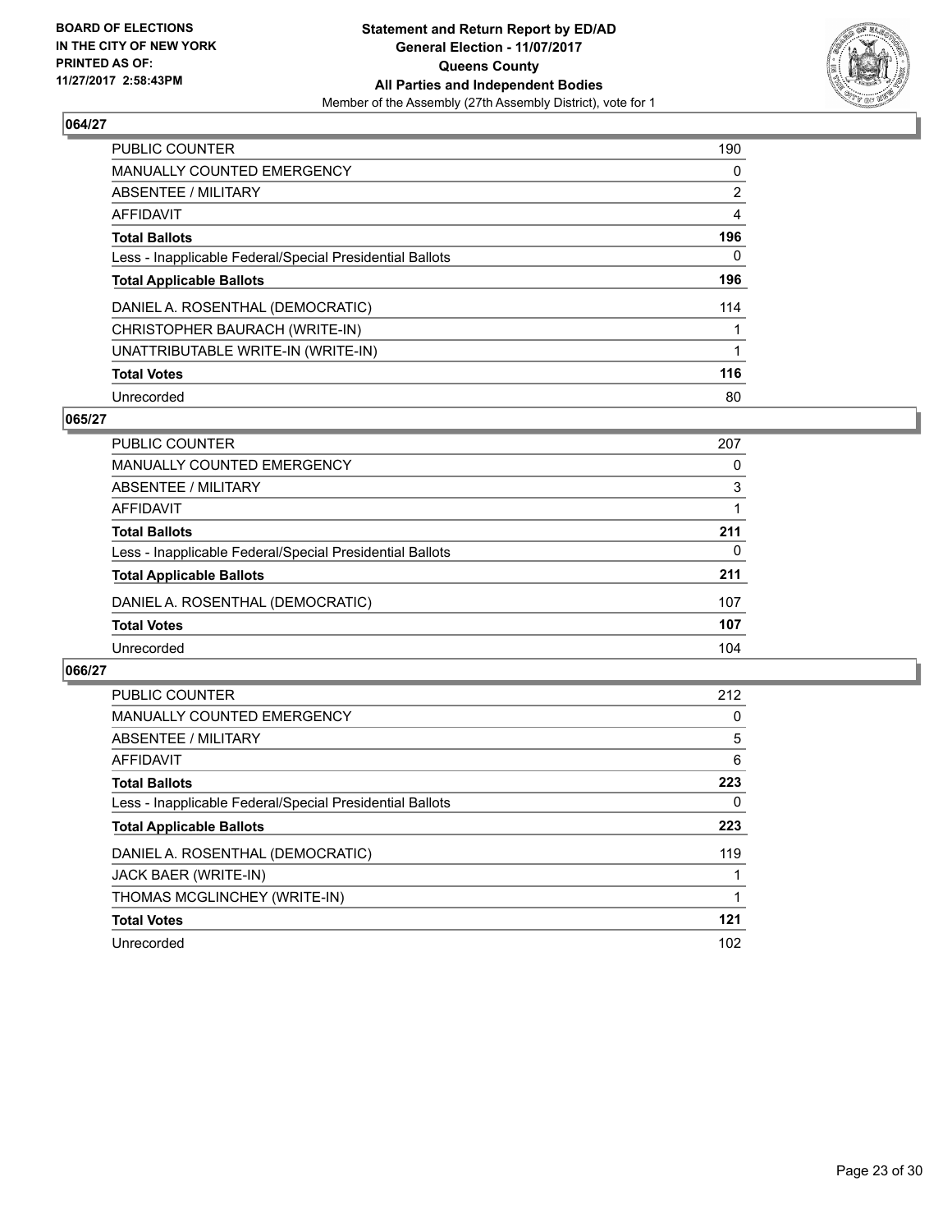## 064/27

| | |
|---|---|
| PUBLIC COUNTER | 190 |
| MANUALLY COUNTED EMERGENCY | 0 |
| ABSENTEE / MILITARY | 2 |
| AFFIDAVIT | 4 |
| **Total Ballots** | **196** |
| Less - Inapplicable Federal/Special Presidential Ballots | 0 |
| **Total Applicable Ballots** | **196** |
| DANIEL A. ROSENTHAL (DEMOCRATIC) | 114 |
| CHRISTOPHER BAURACH (WRITE-IN) | 1 |
| UNATTRIBUTABLE WRITE-IN (WRITE-IN) | 1 |
| **Total Votes** | **116** |
| Unrecorded | 80 |

## 065/27

| | |
|---|---|
| PUBLIC COUNTER | 207 |
| MANUALLY COUNTED EMERGENCY | 0 |
| ABSENTEE / MILITARY | 3 |
| AFFIDAVIT | 1 |
| **Total Ballots** | **211** |
| Less - Inapplicable Federal/Special Presidential Ballots | 0 |
| **Total Applicable Ballots** | **211** |
| DANIEL A. ROSENTHAL (DEMOCRATIC) | 107 |
| **Total Votes** | **107** |
| Unrecorded | 104 |

## 066/27

| | |
|---|---|
| PUBLIC COUNTER | 212 |
| MANUALLY COUNTED EMERGENCY | 0 |
| ABSENTEE / MILITARY | 5 |
| AFFIDAVIT | 6 |
| **Total Ballots** | **223** |
| Less - Inapplicable Federal/Special Presidential Ballots | 0 |
| **Total Applicable Ballots** | **223** |
| DANIEL A. ROSENTHAL (DEMOCRATIC) | 119 |
| JACK BAER (WRITE-IN) | 1 |
| THOMAS MCGLINCHEY (WRITE-IN) | 1 |
| **Total Votes** | **121** |
| Unrecorded | 102 |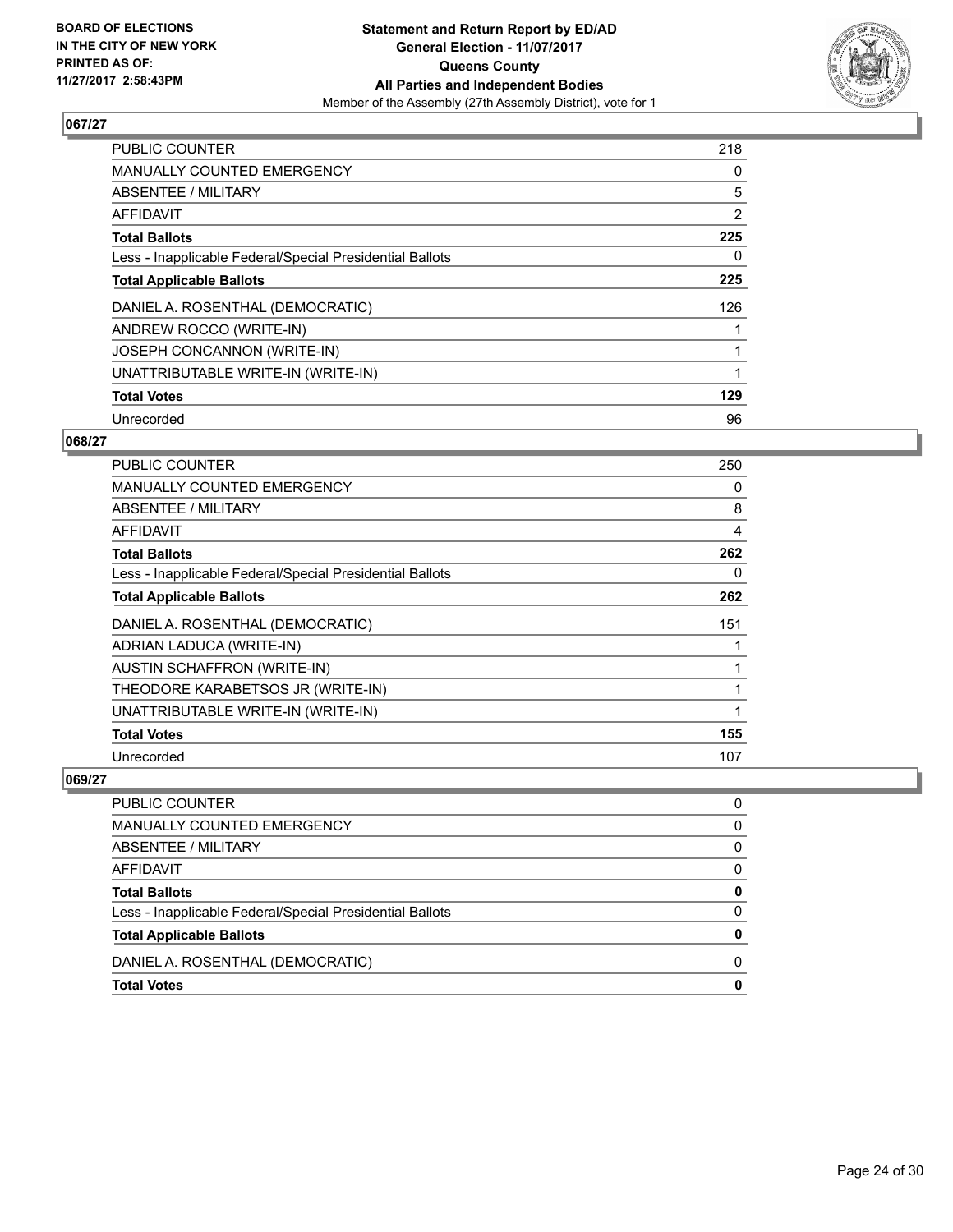BOARD OF ELECTIONS
IN THE CITY OF NEW YORK
PRINTED AS OF:
11/27/2017 2:58:43PM

**Statement and Return Report by ED/AD**
**General Election - 11/07/2017**
**Queens County**
**All Parties and Independent Bodies**
Member of the Assembly (27th Assembly District), vote for 1

## 067/27

| | |
|---|---|
| PUBLIC COUNTER | 218 |
| MANUALLY COUNTED EMERGENCY | 0 |
| ABSENTEE / MILITARY | 5 |
| AFFIDAVIT | 2 |
| **Total Ballots** | **225** |
| Less - Inapplicable Federal/Special Presidential Ballots | 0 |
| **Total Applicable Ballots** | **225** |
| DANIEL A. ROSENTHAL (DEMOCRATIC) | 126 |
| ANDREW ROCCO (WRITE-IN) | 1 |
| JOSEPH CONCANNON (WRITE-IN) | 1 |
| UNATTRIBUTABLE WRITE-IN (WRITE-IN) | 1 |
| **Total Votes** | **129** |
| Unrecorded | 96 |

## 068/27

| | |
|---|---|
| PUBLIC COUNTER | 250 |
| MANUALLY COUNTED EMERGENCY | 0 |
| ABSENTEE / MILITARY | 8 |
| AFFIDAVIT | 4 |
| **Total Ballots** | **262** |
| Less - Inapplicable Federal/Special Presidential Ballots | 0 |
| **Total Applicable Ballots** | **262** |
| DANIEL A. ROSENTHAL (DEMOCRATIC) | 151 |
| ADRIAN LADUCA (WRITE-IN) | 1 |
| AUSTIN SCHAFFRON (WRITE-IN) | 1 |
| THEODORE KARABETSOS JR (WRITE-IN) | 1 |
| UNATTRIBUTABLE WRITE-IN (WRITE-IN) | 1 |
| **Total Votes** | **155** |
| Unrecorded | 107 |

## 069/27

| | |
|---|---|
| PUBLIC COUNTER | 0 |
| MANUALLY COUNTED EMERGENCY | 0 |
| ABSENTEE / MILITARY | 0 |
| AFFIDAVIT | 0 |
| **Total Ballots** | **0** |
| Less - Inapplicable Federal/Special Presidential Ballots | 0 |
| **Total Applicable Ballots** | **0** |
| DANIEL A. ROSENTHAL (DEMOCRATIC) | 0 |
| **Total Votes** | **0** |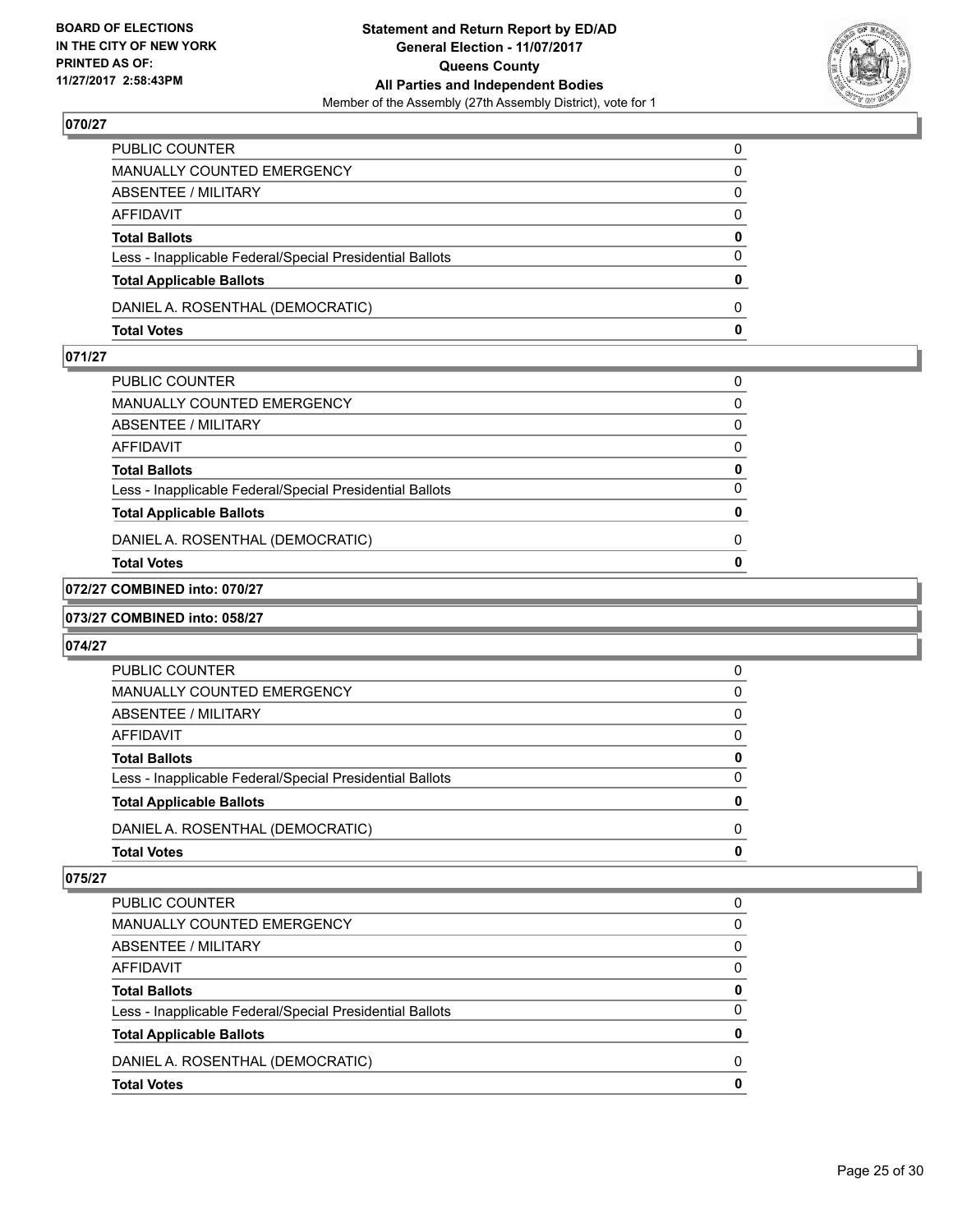## 070/27

| | |
|---|---|
| PUBLIC COUNTER | 0 |
| MANUALLY COUNTED EMERGENCY | 0 |
| ABSENTEE / MILITARY | 0 |
| AFFIDAVIT | 0 |
| **Total Ballots** | **0** |
| Less - Inapplicable Federal/Special Presidential Ballots | 0 |
| **Total Applicable Ballots** | **0** |
| DANIEL A. ROSENTHAL (DEMOCRATIC) | 0 |
| **Total Votes** | **0** |

## 071/27

| | |
|---|---|
| PUBLIC COUNTER | 0 |
| MANUALLY COUNTED EMERGENCY | 0 |
| ABSENTEE / MILITARY | 0 |
| AFFIDAVIT | 0 |
| **Total Ballots** | **0** |
| Less - Inapplicable Federal/Special Presidential Ballots | 0 |
| **Total Applicable Ballots** | **0** |
| DANIEL A. ROSENTHAL (DEMOCRATIC) | 0 |
| **Total Votes** | **0** |

## 072/27 COMBINED into: 070/27

## 073/27 COMBINED into: 058/27

## 074/27

| | |
|---|---|
| PUBLIC COUNTER | 0 |
| MANUALLY COUNTED EMERGENCY | 0 |
| ABSENTEE / MILITARY | 0 |
| AFFIDAVIT | 0 |
| **Total Ballots** | **0** |
| Less - Inapplicable Federal/Special Presidential Ballots | 0 |
| **Total Applicable Ballots** | **0** |
| DANIEL A. ROSENTHAL (DEMOCRATIC) | 0 |
| **Total Votes** | **0** |

## 075/27

| | |
|---|---|
| PUBLIC COUNTER | 0 |
| MANUALLY COUNTED EMERGENCY | 0 |
| ABSENTEE / MILITARY | 0 |
| AFFIDAVIT | 0 |
| **Total Ballots** | **0** |
| Less - Inapplicable Federal/Special Presidential Ballots | 0 |
| **Total Applicable Ballots** | **0** |
| DANIEL A. ROSENTHAL (DEMOCRATIC) | 0 |
| **Total Votes** | **0** |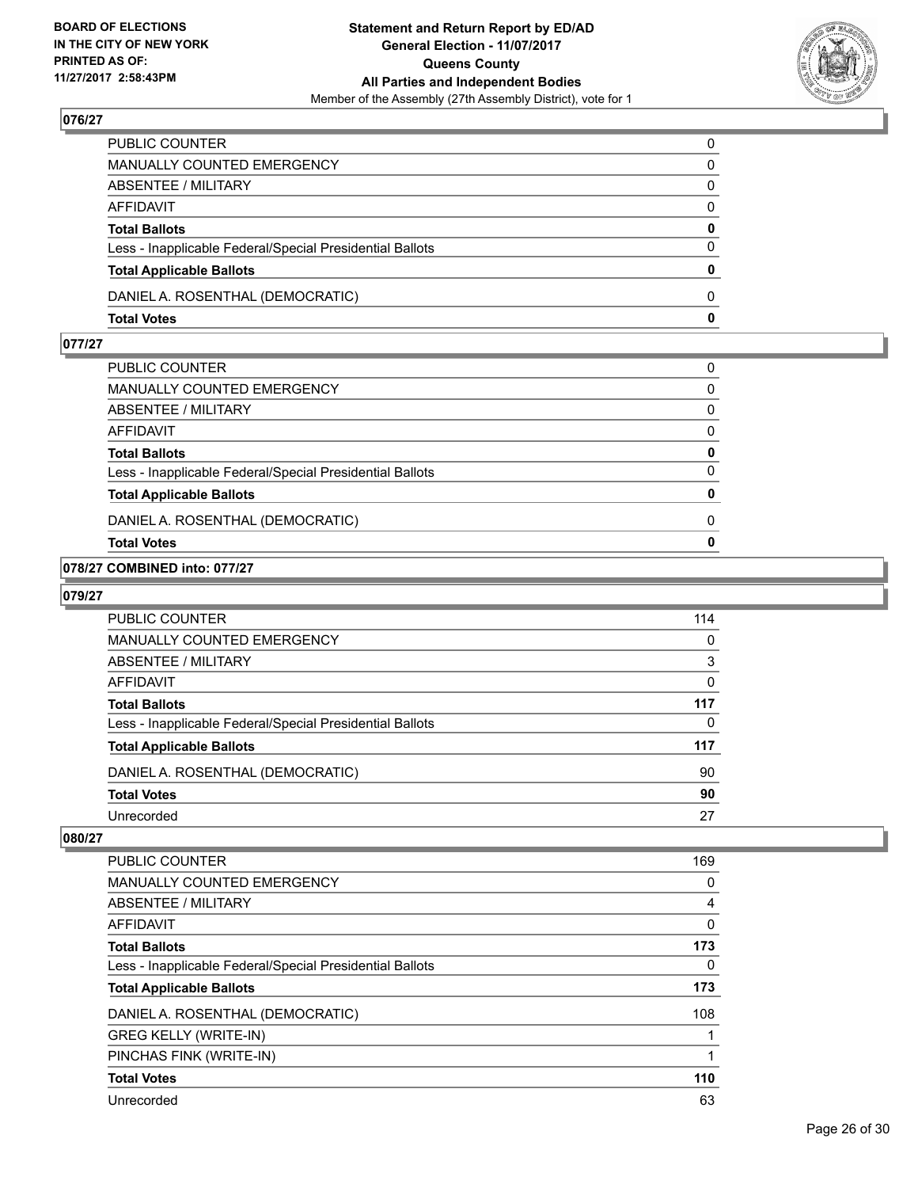# 076/27

| | |
|---|---|
| PUBLIC COUNTER | 0 |
| MANUALLY COUNTED EMERGENCY | 0 |
| ABSENTEE / MILITARY | 0 |
| AFFIDAVIT | 0 |
| **Total Ballots** | **0** |
| Less - Inapplicable Federal/Special Presidential Ballots | 0 |
| **Total Applicable Ballots** | **0** |
| DANIEL A. ROSENTHAL (DEMOCRATIC) | 0 |
| **Total Votes** | **0** |

# 077/27

| | |
|---|---|
| PUBLIC COUNTER | 0 |
| MANUALLY COUNTED EMERGENCY | 0 |
| ABSENTEE / MILITARY | 0 |
| AFFIDAVIT | 0 |
| **Total Ballots** | **0** |
| Less - Inapplicable Federal/Special Presidential Ballots | 0 |
| **Total Applicable Ballots** | **0** |
| DANIEL A. ROSENTHAL (DEMOCRATIC) | 0 |
| **Total Votes** | **0** |

# 078/27 COMBINED into: 077/27

# 079/27

| | |
|---|---|
| PUBLIC COUNTER | 114 |
| MANUALLY COUNTED EMERGENCY | 0 |
| ABSENTEE / MILITARY | 3 |
| AFFIDAVIT | 0 |
| **Total Ballots** | **117** |
| Less - Inapplicable Federal/Special Presidential Ballots | 0 |
| **Total Applicable Ballots** | **117** |
| DANIEL A. ROSENTHAL (DEMOCRATIC) | 90 |
| **Total Votes** | **90** |
| Unrecorded | 27 |

# 080/27

| | |
|---|---|
| PUBLIC COUNTER | 169 |
| MANUALLY COUNTED EMERGENCY | 0 |
| ABSENTEE / MILITARY | 4 |
| AFFIDAVIT | 0 |
| **Total Ballots** | **173** |
| Less - Inapplicable Federal/Special Presidential Ballots | 0 |
| **Total Applicable Ballots** | **173** |
| DANIEL A. ROSENTHAL (DEMOCRATIC) | 108 |
| GREG KELLY (WRITE-IN) | 1 |
| PINCHAS FINK (WRITE-IN) | 1 |
| **Total Votes** | **110** |
| Unrecorded | 63 |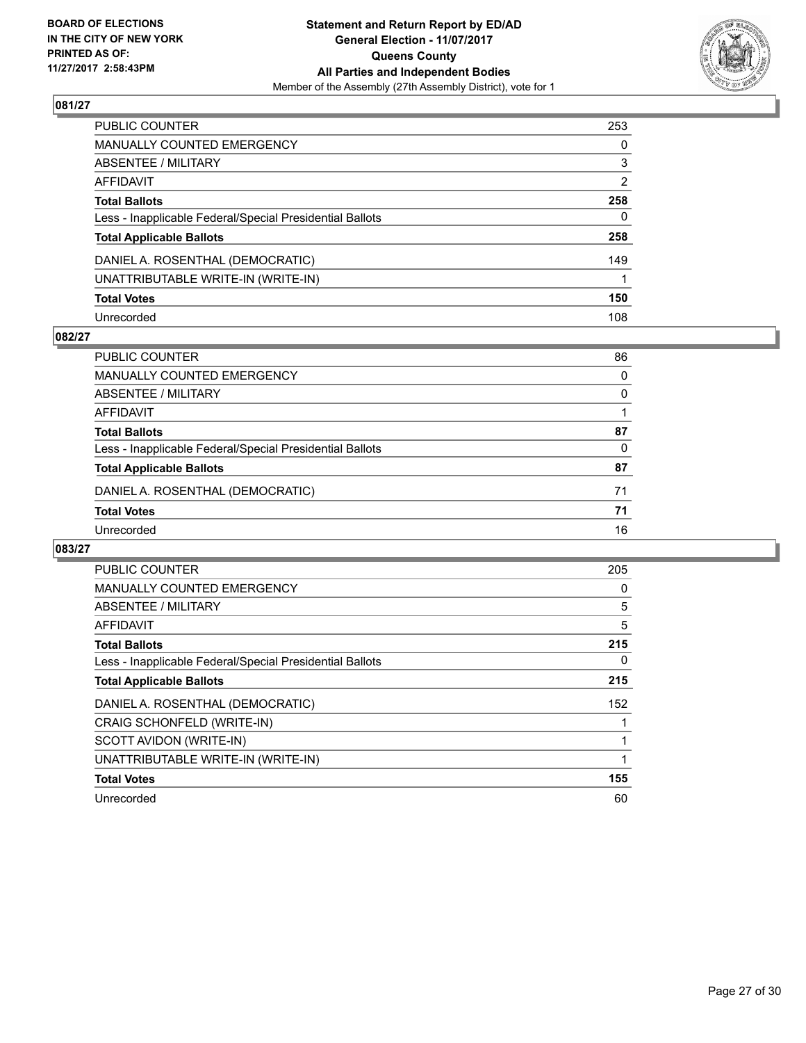BOARD OF ELECTIONS
IN THE CITY OF NEW YORK
PRINTED AS OF:
11/27/2017 2:58:43PM

**Statement and Return Report by ED/AD**
**General Election - 11/07/2017**
**Queens County**
**All Parties and Independent Bodies**
Member of the Assembly (27th Assembly District), vote for 1

## 081/27

| | |
|---|---|
| PUBLIC COUNTER | 253 |
| MANUALLY COUNTED EMERGENCY | 0 |
| ABSENTEE / MILITARY | 3 |
| AFFIDAVIT | 2 |
| **Total Ballots** | **258** |
| Less - Inapplicable Federal/Special Presidential Ballots | 0 |
| **Total Applicable Ballots** | **258** |
| DANIEL A. ROSENTHAL (DEMOCRATIC) | 149 |
| UNATTRIBUTABLE WRITE-IN (WRITE-IN) | 1 |
| **Total Votes** | **150** |
| Unrecorded | 108 |

## 082/27

| | |
|---|---|
| PUBLIC COUNTER | 86 |
| MANUALLY COUNTED EMERGENCY | 0 |
| ABSENTEE / MILITARY | 0 |
| AFFIDAVIT | 1 |
| **Total Ballots** | **87** |
| Less - Inapplicable Federal/Special Presidential Ballots | 0 |
| **Total Applicable Ballots** | **87** |
| DANIEL A. ROSENTHAL (DEMOCRATIC) | 71 |
| **Total Votes** | **71** |
| Unrecorded | 16 |

## 083/27

| | |
|---|---|
| PUBLIC COUNTER | 205 |
| MANUALLY COUNTED EMERGENCY | 0 |
| ABSENTEE / MILITARY | 5 |
| AFFIDAVIT | 5 |
| **Total Ballots** | **215** |
| Less - Inapplicable Federal/Special Presidential Ballots | 0 |
| **Total Applicable Ballots** | **215** |
| DANIEL A. ROSENTHAL (DEMOCRATIC) | 152 |
| CRAIG SCHONFELD (WRITE-IN) | 1 |
| SCOTT AVIDON (WRITE-IN) | 1 |
| UNATTRIBUTABLE WRITE-IN (WRITE-IN) | 1 |
| **Total Votes** | **155** |
| Unrecorded | 60 |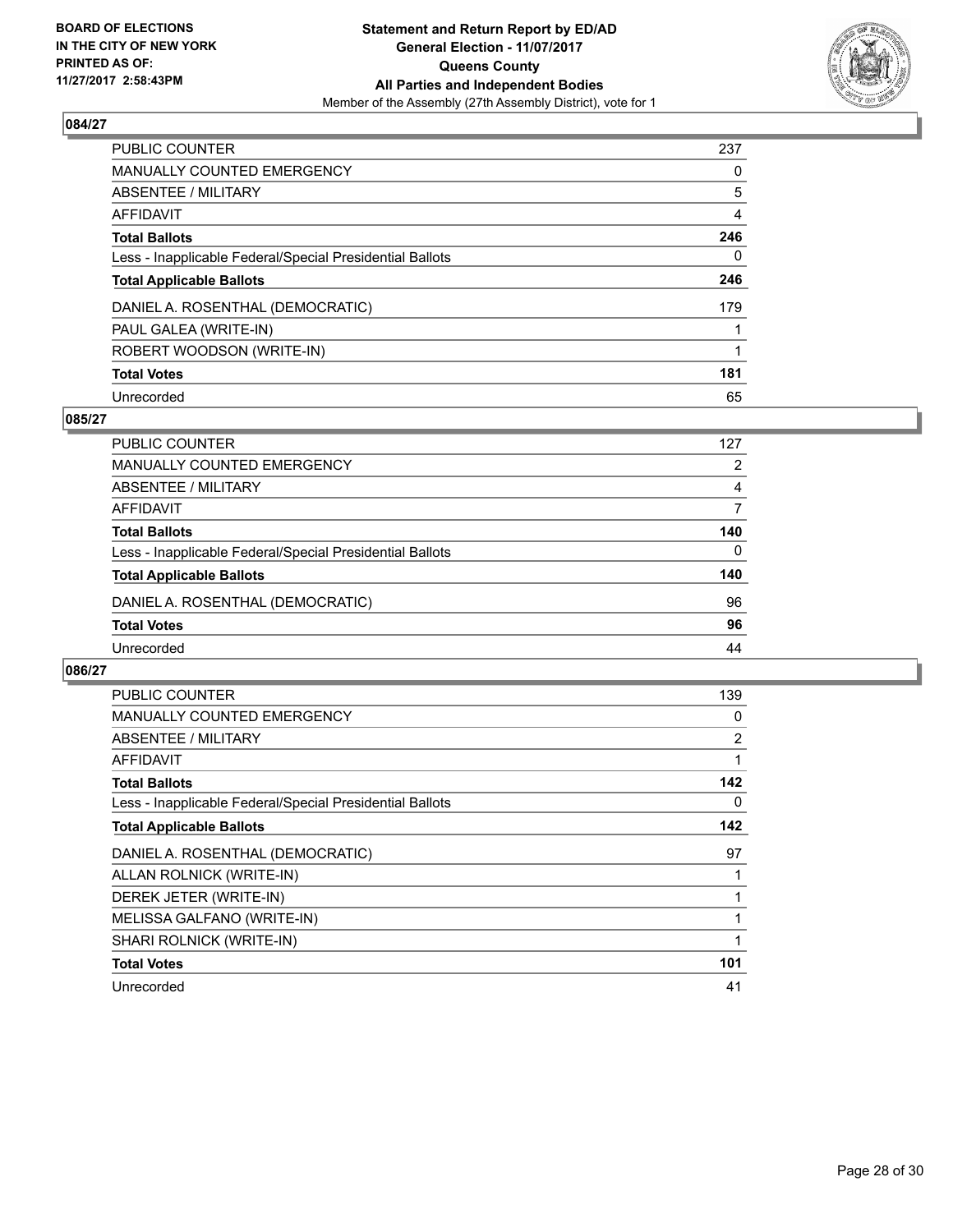**BOARD OF ELECTIONS IN THE CITY OF NEW YORK PRINTED AS OF: 11/27/2017 2:58:43PM**

# Statement and Return Report by ED/AD
## General Election - 11/07/2017
## Queens County
## All Parties and Independent Bodies
Member of the Assembly (27th Assembly District), vote for 1

### 084/27

| | |
|---|---|
| PUBLIC COUNTER | 237 |
| MANUALLY COUNTED EMERGENCY | 0 |
| ABSENTEE / MILITARY | 5 |
| AFFIDAVIT | 4 |
| **Total Ballots** | **246** |
| Less - Inapplicable Federal/Special Presidential Ballots | 0 |
| **Total Applicable Ballots** | **246** |
| DANIEL A. ROSENTHAL (DEMOCRATIC) | 179 |
| PAUL GALEA (WRITE-IN) | 1 |
| ROBERT WOODSON (WRITE-IN) | 1 |
| **Total Votes** | **181** |
| Unrecorded | 65 |

### 085/27

| | |
|---|---|
| PUBLIC COUNTER | 127 |
| MANUALLY COUNTED EMERGENCY | 2 |
| ABSENTEE / MILITARY | 4 |
| AFFIDAVIT | 7 |
| **Total Ballots** | **140** |
| Less - Inapplicable Federal/Special Presidential Ballots | 0 |
| **Total Applicable Ballots** | **140** |
| DANIEL A. ROSENTHAL (DEMOCRATIC) | 96 |
| **Total Votes** | **96** |
| Unrecorded | 44 |

### 086/27

| | |
|---|---|
| PUBLIC COUNTER | 139 |
| MANUALLY COUNTED EMERGENCY | 0 |
| ABSENTEE / MILITARY | 2 |
| AFFIDAVIT | 1 |
| **Total Ballots** | **142** |
| Less - Inapplicable Federal/Special Presidential Ballots | 0 |
| **Total Applicable Ballots** | **142** |
| DANIEL A. ROSENTHAL (DEMOCRATIC) | 97 |
| ALLAN ROLNICK (WRITE-IN) | 1 |
| DEREK JETER (WRITE-IN) | 1 |
| MELISSA GALFANO (WRITE-IN) | 1 |
| SHARI ROLNICK (WRITE-IN) | 1 |
| **Total Votes** | **101** |
| Unrecorded | 41 |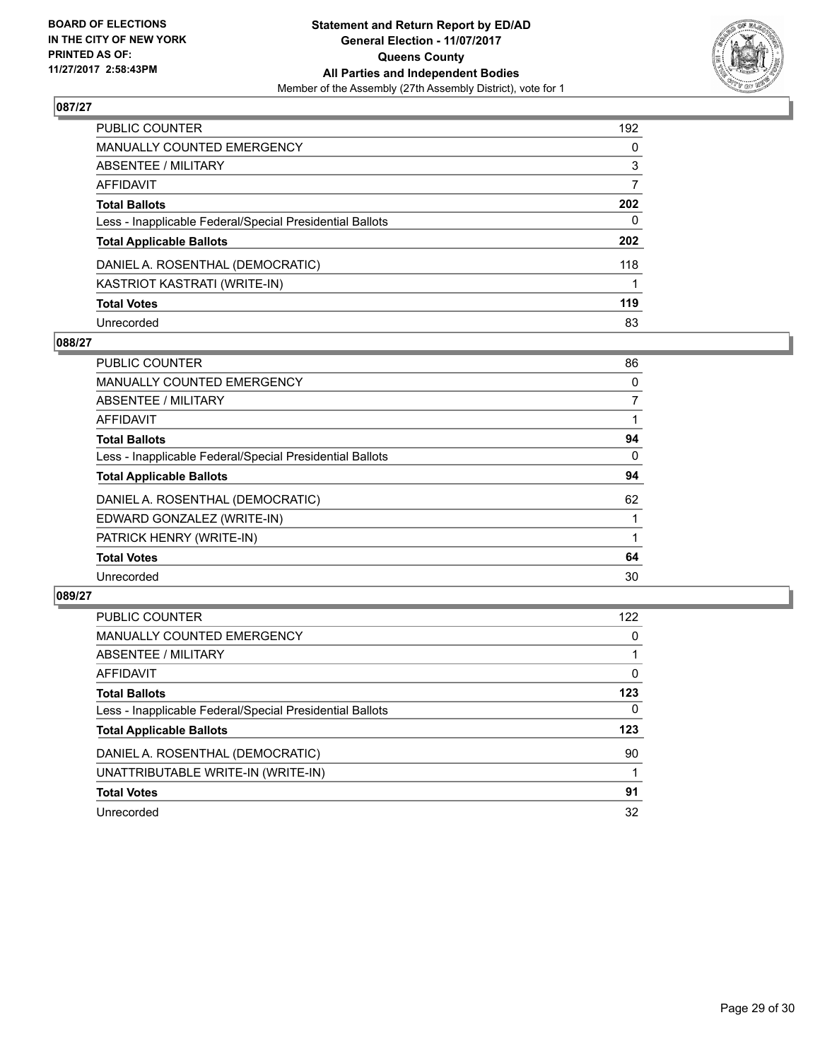BOARD OF ELECTIONS
IN THE CITY OF NEW YORK
PRINTED AS OF:
11/27/2017 2:58:43PM

**Statement and Return Report by ED/AD**
**General Election - 11/07/2017**
**Queens County**
**All Parties and Independent Bodies**
Member of the Assembly (27th Assembly District), vote for 1

### 087/27

| | |
|---|---|
| PUBLIC COUNTER | 192 |
| MANUALLY COUNTED EMERGENCY | 0 |
| ABSENTEE / MILITARY | 3 |
| AFFIDAVIT | 7 |
| **Total Ballots** | **202** |
| Less - Inapplicable Federal/Special Presidential Ballots | 0 |
| **Total Applicable Ballots** | **202** |
| DANIEL A. ROSENTHAL (DEMOCRATIC) | 118 |
| KASTRIOT KASTRATI (WRITE-IN) | 1 |
| **Total Votes** | **119** |
| Unrecorded | 83 |

### 088/27

| | |
|---|---|
| PUBLIC COUNTER | 86 |
| MANUALLY COUNTED EMERGENCY | 0 |
| ABSENTEE / MILITARY | 7 |
| AFFIDAVIT | 1 |
| **Total Ballots** | **94** |
| Less - Inapplicable Federal/Special Presidential Ballots | 0 |
| **Total Applicable Ballots** | **94** |
| DANIEL A. ROSENTHAL (DEMOCRATIC) | 62 |
| EDWARD GONZALEZ (WRITE-IN) | 1 |
| PATRICK HENRY (WRITE-IN) | 1 |
| **Total Votes** | **64** |
| Unrecorded | 30 |

### 089/27

| | |
|---|---|
| PUBLIC COUNTER | 122 |
| MANUALLY COUNTED EMERGENCY | 0 |
| ABSENTEE / MILITARY | 1 |
| AFFIDAVIT | 0 |
| **Total Ballots** | **123** |
| Less - Inapplicable Federal/Special Presidential Ballots | 0 |
| **Total Applicable Ballots** | **123** |
| DANIEL A. ROSENTHAL (DEMOCRATIC) | 90 |
| UNATTRIBUTABLE WRITE-IN (WRITE-IN) | 1 |
| **Total Votes** | **91** |
| Unrecorded | 32 |